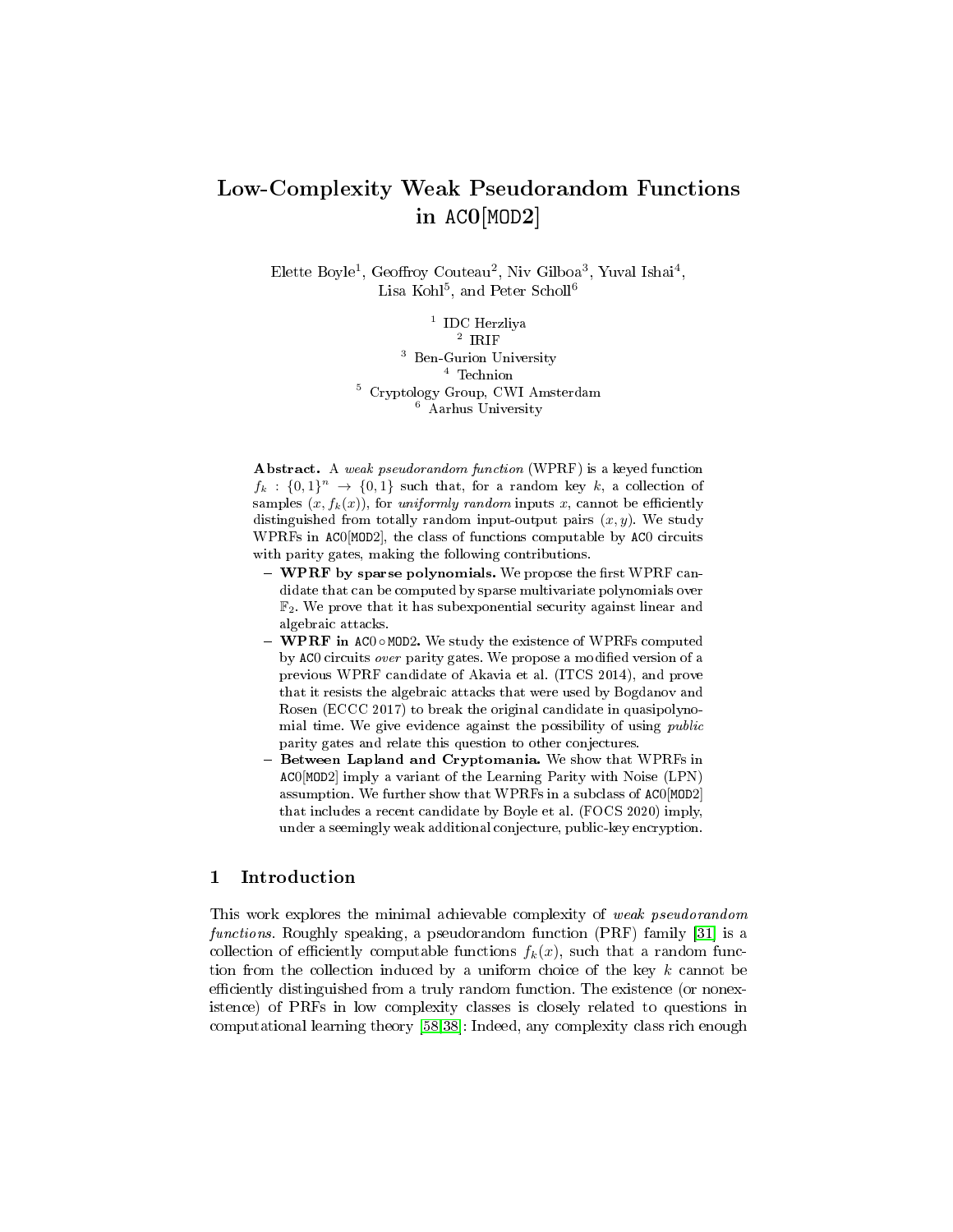# Low-Complexity Weak Pseudorandom Functions in AC0[MOD2]

Elette Boyle[1], Geoffroy Couteau[2], Niv Gilboa[3], Yuval Ishai[4], Lisa Kohl[5], and Peter Scholl[6]

[1] IDC Herzliya
[2] IRIF
[3] Ben-Gurion University
[4] Technion
[5] Cryptology Group, CWI Amsterdam
[6] Aarhus University

**Abstract.** A *weak pseudorandom function* (WPRF) is a keyed function $f_k : \{0,1\}^n \rightarrow \{0,1\}$ such that, for a random key $k$, a collection of samples $(x, f_k(x))$, for *uniformly random* inputs $x$, cannot be efficiently distinguished from totally random input-output pairs $(x, y)$. We study WPRFs in AC0[MOD2], the class of functions computable by AC0 circuits with parity gates, making the following contributions.

- **WPRF by sparse polynomials.** We propose the first WPRF candidate that can be computed by sparse multivariate polynomials over $\mathbb{F}_2$. We prove that it has subexponential security against linear and algebraic attacks.
- **WPRF in AC0 ∘ MOD2.** We study the existence of WPRFs computed by AC0 circuits *over* parity gates. We propose a modified version of a previous WPRF candidate of Akavia et al. (ITCS 2014), and prove that it resists the algebraic attacks that were used by Bogdanov and Rosen (ECCC 2017) to break the original candidate in quasipolynomial time. We give evidence against the possibility of using *public* parity gates and relate this question to other conjectures.
- **Between Lapland and Cryptomania.** We show that WPRFs in AC0[MOD2] imply a variant of the Learning Parity with Noise (LPN) assumption. We further show that WPRFs in a subclass of AC0[MOD2] that includes a recent candidate by Boyle et al. (FOCS 2020) imply, under a seemingly weak additional conjecture, public-key encryption.

## 1 Introduction

This work explores the minimal achievable complexity of *weak pseudorandom functions*. Roughly speaking, a pseudorandom function (PRF) family [31] is a collection of efficiently computable functions $f_k(x)$, such that a random function from the collection induced by a uniform choice of the key $k$ cannot be efficiently distinguished from a truly random function. The existence (or nonexistence) of PRFs in low complexity classes is closely related to questions in computational learning theory [58,38]: Indeed, any complexity class rich enough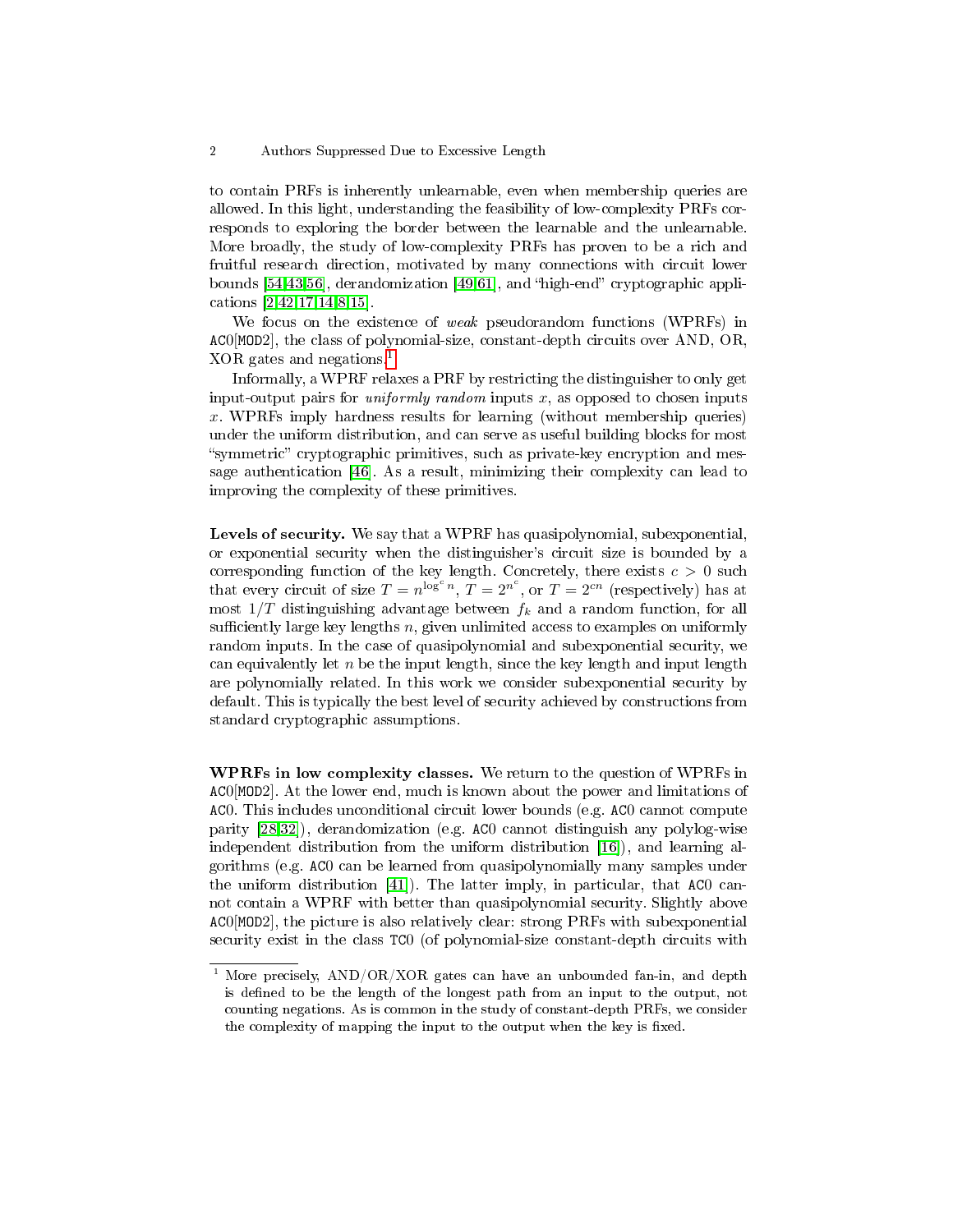to contain PRFs is inherently unlearnable, even when membership queries are allowed. In this light, understanding the feasibility of low-complexity PRFs corresponds to exploring the border between the learnable and the unlearnable. More broadly, the study of low-complexity PRFs has proven to be a rich and fruitful research direction, motivated by many connections with circuit lower bounds [54,43,56], derandomization [49,61], and "high-end" cryptographic applications [2,42,17,14,8,15].

We focus on the existence of *weak* pseudorandom functions (WPRFs) in AC0[MOD2], the class of polynomial-size, constant-depth circuits over AND, OR, XOR gates and negations.[1]

Informally, a WPRF relaxes a PRF by restricting the distinguisher to only get input-output pairs for *uniformly random* inputs $x$, as opposed to chosen inputs $x$. WPRFs imply hardness results for learning (without membership queries) under the uniform distribution, and can serve as useful building blocks for most "symmetric" cryptographic primitives, such as private-key encryption and message authentication [46]. As a result, minimizing their complexity can lead to improving the complexity of these primitives.

**Levels of security.** We say that a WPRF has quasipolynomial, subexponential, or exponential security when the distinguisher's circuit size is bounded by a corresponding function of the key length. Concretely, there exists $c > 0$ such that every circuit of size $T = n^{\log^c n}$, $T = 2^{n^c}$, or $T = 2^{cn}$ (respectively) has at most $1/T$ distinguishing advantage between $f_k$ and a random function, for all sufficiently large key lengths $n$, given unlimited access to examples on uniformly random inputs. In the case of quasipolynomial and subexponential security, we can equivalently let $n$ be the input length, since the key length and input length are polynomially related. In this work we consider subexponential security by default. This is typically the best level of security achieved by constructions from standard cryptographic assumptions.

**WPRFs in low complexity classes.** We return to the question of WPRFs in AC0[MOD2]. At the lower end, much is known about the power and limitations of AC0. This includes unconditional circuit lower bounds (e.g. AC0 cannot compute parity [28,32]), derandomization (e.g. AC0 cannot distinguish any polylog-wise independent distribution from the uniform distribution [16]), and learning algorithms (e.g. AC0 can be learned from quasipolynomially many samples under the uniform distribution [41]). The latter imply, in particular, that AC0 cannot contain a WPRF with better than quasipolynomial security. Slightly above AC0[MOD2], the picture is also relatively clear: strong PRFs with subexponential security exist in the class TC0 (of polynomial-size constant-depth circuits with

[1] More precisely, AND/OR/XOR gates can have an unbounded fan-in, and depth is defined to be the length of the longest path from an input to the output, not counting negations. As is common in the study of constant-depth PRFs, we consider the complexity of mapping the input to the output when the key is fixed.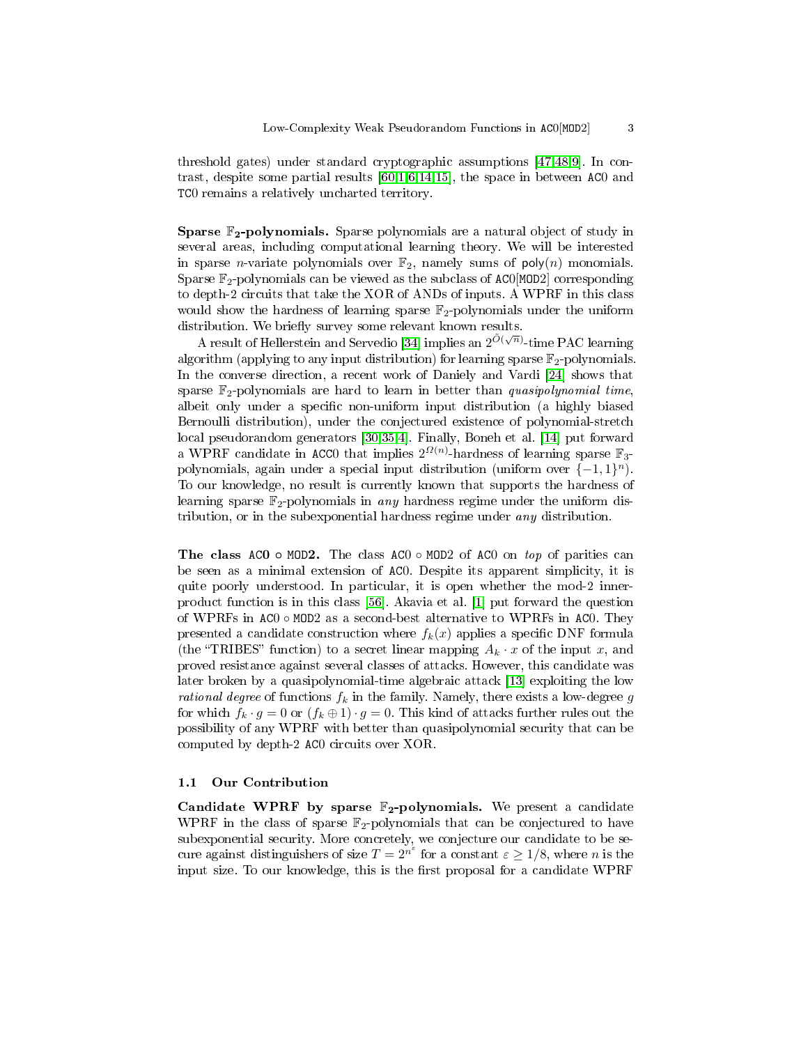threshold gates) under standard cryptographic assumptions [47,48,9]. In contrast, despite some partial results [60,1,6,14,15], the space in between ACO and TC0 remains a relatively uncharted territory.

**Sparse $\mathbb{F}_2$-polynomials.** Sparse polynomials are a natural object of study in several areas, including computational learning theory. We will be interested in sparse $n$-variate polynomials over $\mathbb{F}_2$, namely sums of $\mathsf{poly}(n)$ monomials. Sparse $\mathbb{F}_2$-polynomials can be viewed as the subclass of AC0[MOD2] corresponding to depth-2 circuits that take the XOR of ANDs of inputs. A WPRF in this class would show the hardness of learning sparse $\mathbb{F}_2$-polynomials under the uniform distribution. We briefly survey some relevant known results.

A result of Hellerstein and Servedio [34] implies an $2^{\tilde{O}(\sqrt{n})}$-time PAC learning algorithm (applying to any input distribution) for learning sparse $\mathbb{F}_2$-polynomials. In the converse direction, a recent work of Daniely and Vardi [24] shows that sparse $\mathbb{F}_2$-polynomials are hard to learn in better than *quasipolynomial time*, albeit only under a specific non-uniform input distribution (a highly biased Bernoulli distribution), under the conjectured existence of polynomial-stretch local pseudorandom generators [30,35,4]. Finally, Boneh et al. [14] put forward a WPRF candidate in ACC0 that implies $2^{\Omega(n)}$-hardness of learning sparse $\mathbb{F}_3$-polynomials, again under a special input distribution (uniform over $\{-1, 1\}^n$). To our knowledge, no result is currently known that supports the hardness of learning sparse $\mathbb{F}_2$-polynomials in *any* hardness regime under the uniform distribution, or in the subexponential hardness regime under *any* distribution.

**The class AC0 $\circ$ MOD2.** The class AC0 $\circ$ MOD2 of AC0 on *top* of parities can be seen as a minimal extension of AC0. Despite its apparent simplicity, it is quite poorly understood. In particular, it is open whether the mod-2 inner-product function is in this class [56]. Akavia et al. [1] put forward the question of WPRFs in AC0 $\circ$ MOD2 as a second-best alternative to WPRFs in AC0. They presented a candidate construction where $f_k(x)$ applies a specific DNF formula (the "TRIBES" function) to a secret linear mapping $A_k \cdot x$ of the input $x$, and proved resistance against several classes of attacks. However, this candidate was later broken by a quasipolynomial-time algebraic attack [13] exploiting the low *rational degree* of functions $f_k$ in the family. Namely, there exists a low-degree $g$ for which $f_k \cdot g = 0$ or $(f_k \oplus 1) \cdot g = 0$. This kind of attacks further rules out the possibility of any WPRF with better than quasipolynomial security that can be computed by depth-2 AC0 circuits over XOR.

### 1.1 Our Contribution

**Candidate WPRF by sparse $\mathbb{F}_2$-polynomials.** We present a candidate WPRF in the class of sparse $\mathbb{F}_2$-polynomials that can be conjectured to have subexponential security. More concretely, we conjecture our candidate to be secure against distinguishers of size $T = 2^{n^\varepsilon}$ for a constant $\varepsilon \geq 1/8$, where $n$ is the input size. To our knowledge, this is the first proposal for a candidate WPRF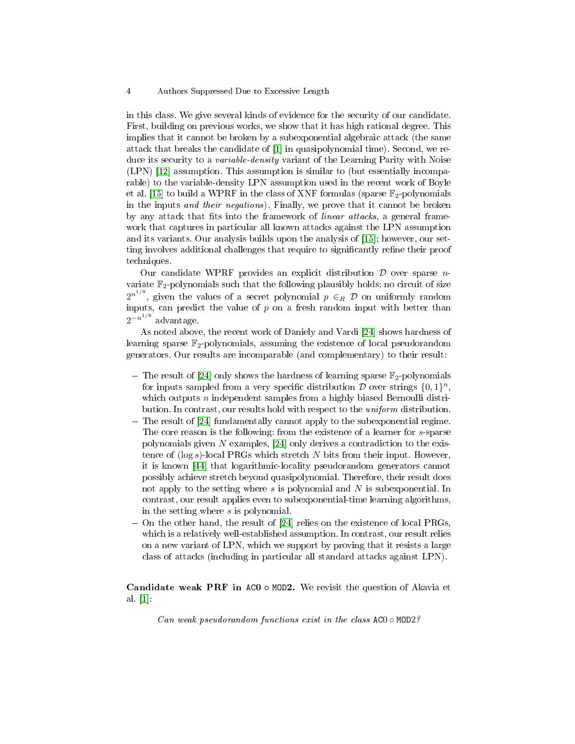in this class. We give several kinds of evidence for the security of our candidate. First, building on previous works, we show that it has high rational degree. This implies that it cannot be broken by a subexponential algebraic attack (the same attack that breaks the candidate of [1] in quasipolynomial time). Second, we reduce its security to a *variable-density* variant of the Learning Parity with Noise (LPN) [12] assumption. This assumption is similar to (but essentially incomparable) to the variable-density LPN assumption used in the recent work of Boyle et al. [15] to build a WPRF in the class of XNF formulas (sparse $\mathbb{F}_2$-polynomials in the inputs *and their negations*). Finally, we prove that it cannot be broken by any attack that fits into the framework of *linear attacks*, a general framework that captures in particular all known attacks against the LPN assumption and its variants. Our analysis builds upon the analysis of [15]; however, our setting involves additional challenges that require to significantly refine their proof techniques.

Our candidate WPRF provides an explicit distribution $\mathcal{D}$ over sparse $n$-variate $\mathbb{F}_2$-polynomials such that the following plausibly holds: no circuit of size $2^{n^{1/8}}$, given the values of a secret polynomial $p \in_R \mathcal{D}$ on uniformly random inputs, can predict the value of $p$ on a fresh random input with better than $2^{-n^{1/8}}$ advantage.

As noted above, the recent work of Daniely and Vardi [24] shows hardness of learning sparse $\mathbb{F}_2$-polynomials, assuming the existence of local pseudorandom generators. Our results are incomparable (and complementary) to their result:

- The result of [24] only shows the hardness of learning sparse $\mathbb{F}_2$-polynomials for inputs sampled from a very specific distribution $\mathcal{D}$ over strings $\{0,1\}^n$, which outputs $n$ independent samples from a highly biased Bernoulli distribution. In contrast, our results hold with respect to the *uniform* distribution.
- The result of [24] fundamentally cannot apply to the subexponential regime. The core reason is the following: from the existence of a learner for $s$-sparse polynomials given $N$ examples, [24] only derives a contradiction to the existence of $(\log s)$-local PRGs which stretch $N$ bits from their input. However, it is known [44] that logarithmic-locality pseudorandom generators cannot possibly achieve stretch beyond quasipolynomial. Therefore, their result does not apply to the setting where $s$ is polynomial and $N$ is subexponential. In contrast, our result applies even to subexponential-time learning algorithms, in the setting where $s$ is polynomial.
- On the other hand, the result of [24] relies on the existence of local PRGs, which is a relatively well-established assumption. In contrast, our result relies on a new variant of LPN, which we support by proving that it resists a large class of attacks (including in particular all standard attacks against LPN).

**Candidate weak PRF in $\mathtt{AC0} \circ \mathtt{MOD2}$.** We revisit the question of Akavia et al. [1]:

*Can weak pseudorandom functions exist in the class $\mathtt{AC0} \circ \mathtt{MOD2}$?*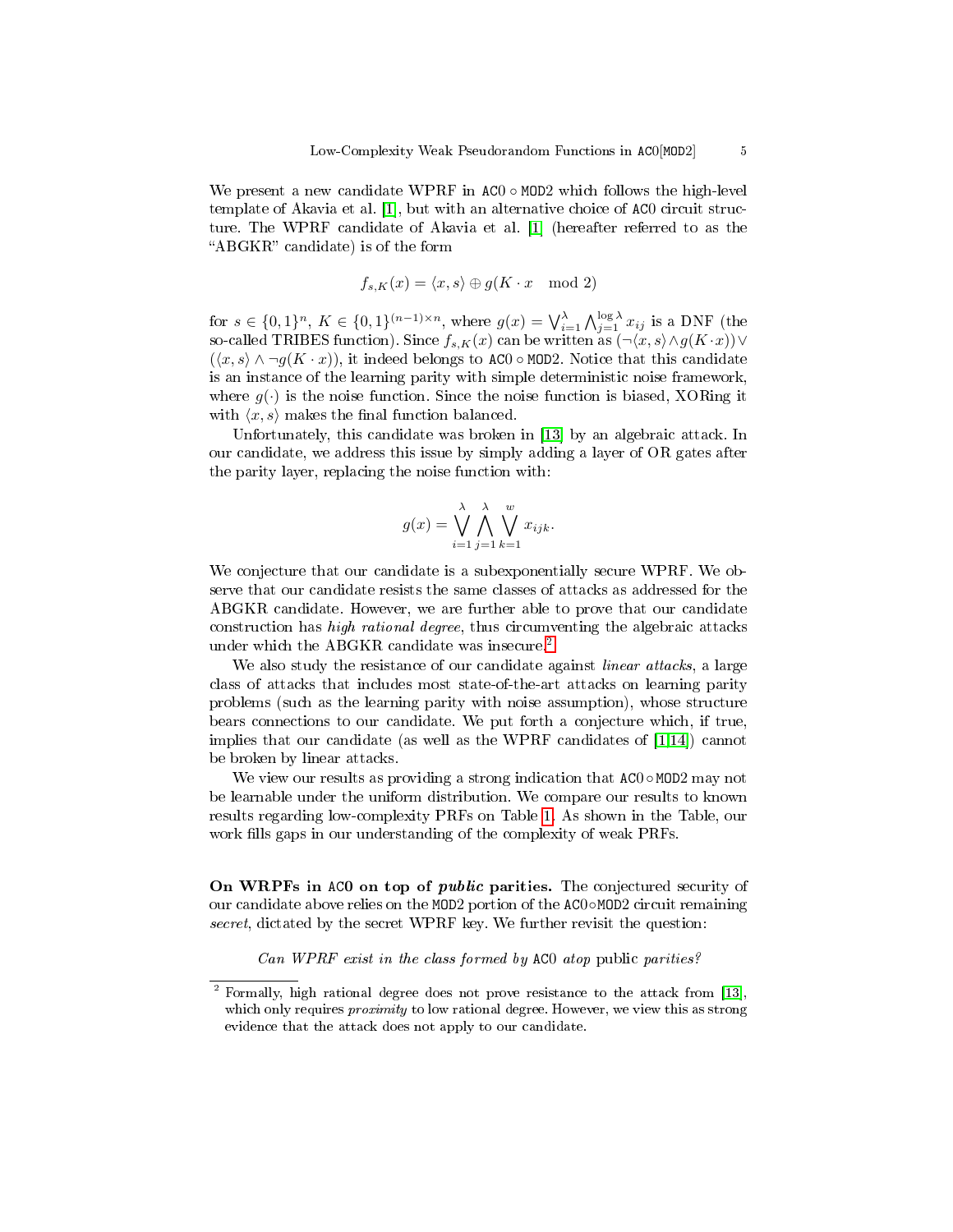We present a new candidate WPRF in $\mathsf{AC0} \circ \mathsf{MOD2}$ which follows the high-level template of Akavia et al. [1], but with an alternative choice of $\mathsf{AC0}$ circuit structure. The WPRF candidate of Akavia et al. [1] (hereafter referred to as the "ABGKR" candidate) is of the form

$$f_{s,K}(x) = \langle x, s \rangle \oplus g(K \cdot x \mod 2)$$

for $s \in \{0,1\}^n$, $K \in \{0,1\}^{(n-1)\times n}$, where $g(x) = \bigvee_{i=1}^{\lambda} \bigwedge_{j=1}^{\log \lambda} x_{ij}$ is a DNF (the so-called TRIBES function). Since $f_{s,K}(x)$ can be written as $(\neg\langle x, s\rangle \wedge g(K \cdot x)) \vee (\langle x, s \rangle \wedge \neg g(K \cdot x))$, it indeed belongs to $\mathsf{AC0} \circ \mathsf{MOD2}$. Notice that this candidate is an instance of the learning parity with simple deterministic noise framework, where $g(\cdot)$ is the noise function. Since the noise function is biased, XORing it with $\langle x, s \rangle$ makes the final function balanced.

Unfortunately, this candidate was broken in [13] by an algebraic attack. In our candidate, we address this issue by simply adding a layer of OR gates after the parity layer, replacing the noise function with:

$$g(x) = \bigvee_{i=1}^{\lambda} \bigwedge_{j=1}^{\lambda} \bigvee_{k=1}^{w} x_{ijk}.$$

We conjecture that our candidate is a subexponentially secure WPRF. We observe that our candidate resists the same classes of attacks as addressed for the ABGKR candidate. However, we are further able to prove that our candidate construction has *high rational degree*, thus circumventing the algebraic attacks under which the ABGKR candidate was insecure.[2]

We also study the resistance of our candidate against *linear attacks*, a large class of attacks that includes most state-of-the-art attacks on learning parity problems (such as the learning parity with noise assumption), whose structure bears connections to our candidate. We put forth a conjecture which, if true, implies that our candidate (as well as the WPRF candidates of [1,14]) cannot be broken by linear attacks.

We view our results as providing a strong indication that $\mathsf{AC0} \circ \mathsf{MOD2}$ may not be learnable under the uniform distribution. We compare our results to known results regarding low-complexity PRFs on Table 1. As shown in the Table, our work fills gaps in our understanding of the complexity of weak PRFs.

**On WRPFs in $\mathsf{AC0}$ on top of *public* parities.** The conjectured security of our candidate above relies on the $\mathsf{MOD2}$ portion of the $\mathsf{AC0} \circ \mathsf{MOD2}$ circuit remaining *secret*, dictated by the secret WPRF key. We further revisit the question:

*Can WPRF exist in the class formed by* $\mathsf{AC0}$ *atop* public *parities?*

[2] Formally, high rational degree does not prove resistance to the attack from [13], which only requires *proximity* to low rational degree. However, we view this as strong evidence that the attack does not apply to our candidate.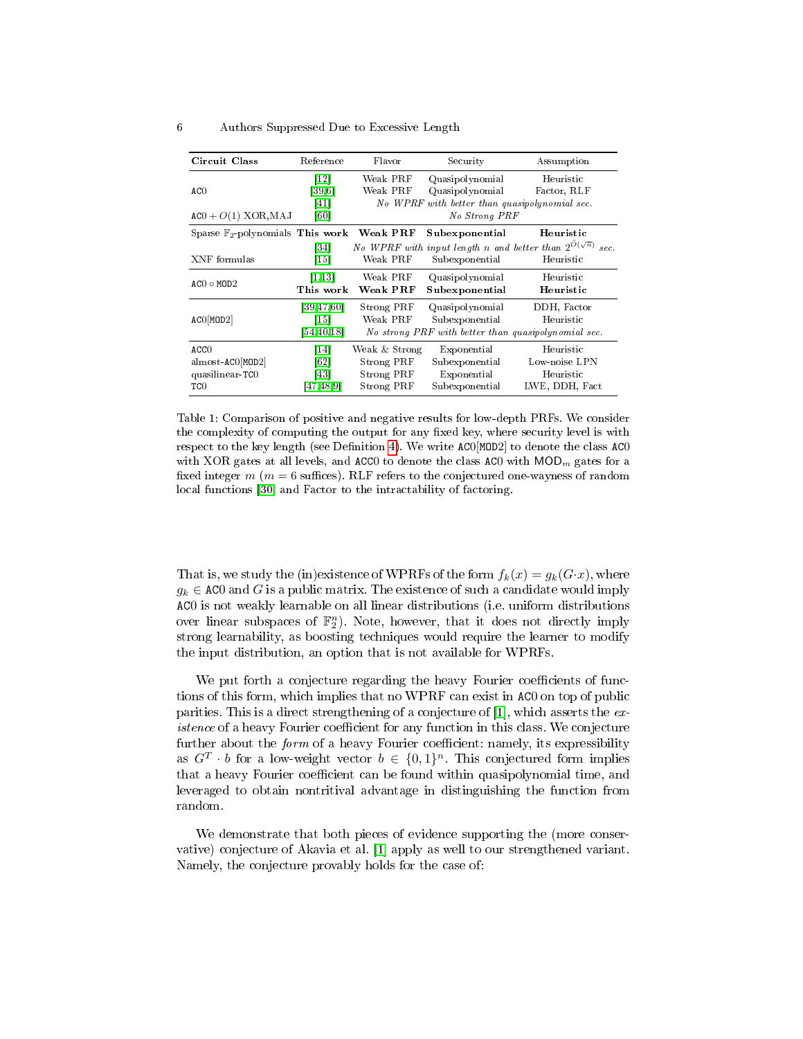| Circuit Class | Reference | Flavor | Security | Assumption |
|---|---|---|---|---|
| AC0 | [12] | Weak PRF | Quasipolynomial | Heuristic |
| | [39,6] | Weak PRF | Quasipolynomial | Factor, RLF |
| | [41] | *No WPRF with better than quasipolynomial sec.* | | |
| AC0 + $O(1)$ XOR,MAJ | [60] | *No Strong PRF* | | |
| Sparse $\mathbb{F}_2$-polynomials | **This work** | **Weak PRF** | **Subexponential** | **Heuristic** |
| | [34] | *No WPRF with input length $n$ and better than $2^{\tilde{O}(\sqrt{n})}$ sec.* | | |
| XNF formulas | [15] | Weak PRF | Subexponential | Heuristic |
| AC0 ∘ MOD2 | [1,13] | Weak PRF | Quasipolynomial | Heuristic |
| | **This work** | **Weak PRF** | **Subexponential** | **Heuristic** |
| AC0[MOD2] | [39,47,60] | Strong PRF | Quasipolynomial | DDH, Factor |
| | [15] | Weak PRF | Subexponential | Heuristic |
| | [54,40,18] | *No strong PRF with better than quasipolynomial sec.* | | |
| ACC0 | [14] | Weak & Strong | Exponential | Heuristic |
| almost-AC0[MOD2] | [62] | Strong PRF | Subexponential | Low-noise LPN |
| quasilinear-TC0 | [43] | Strong PRF | Exponential | Heuristic |
| TC0 | [47,48,9] | Strong PRF | Subexponential | LWE, DDH, Fact |

Table 1: Comparison of positive and negative results for low-depth PRFs. We consider the complexity of computing the output for any fixed key, where security level is with respect to the key length (see Definition 4). We write AC0[MOD2] to denote the class AC0 with XOR gates at all levels, and ACC0 to denote the class AC0 with $\mathsf{MOD}_m$ gates for a fixed integer $m$ ($m = 6$ suffices). RLF refers to the conjectured one-wayness of random local functions [30] and Factor to the intractability of factoring.

That is, we study the (in)existence of WPRFs of the form $f_k(x) = g_k(G \cdot x)$, where $g_k \in$ AC0 and $G$ is a public matrix. The existence of such a candidate would imply AC0 is not weakly learnable on all linear distributions (i.e. uniform distributions over linear subspaces of $\mathbb{F}_2^n$). Note, however, that it does not directly imply strong learnability, as boosting techniques would require the learner to modify the input distribution, an option that is not available for WPRFs.

We put forth a conjecture regarding the heavy Fourier coefficients of functions of this form, which implies that no WPRF can exist in AC0 on top of public parities. This is a direct strengthening of a conjecture of [1], which asserts the *existence* of a heavy Fourier coefficient for any function in this class. We conjecture further about the *form* of a heavy Fourier coefficient: namely, its expressibility as $G^T \cdot b$ for a low-weight vector $b \in \{0,1\}^n$. This conjectured form implies that a heavy Fourier coefficient can be found within quasipolynomial time, and leveraged to obtain nontritival advantage in distinguishing the function from random.

We demonstrate that both pieces of evidence supporting the (more conservative) conjecture of Akavia et al. [1] apply as well to our strengthened variant. Namely, the conjecture provably holds for the case of: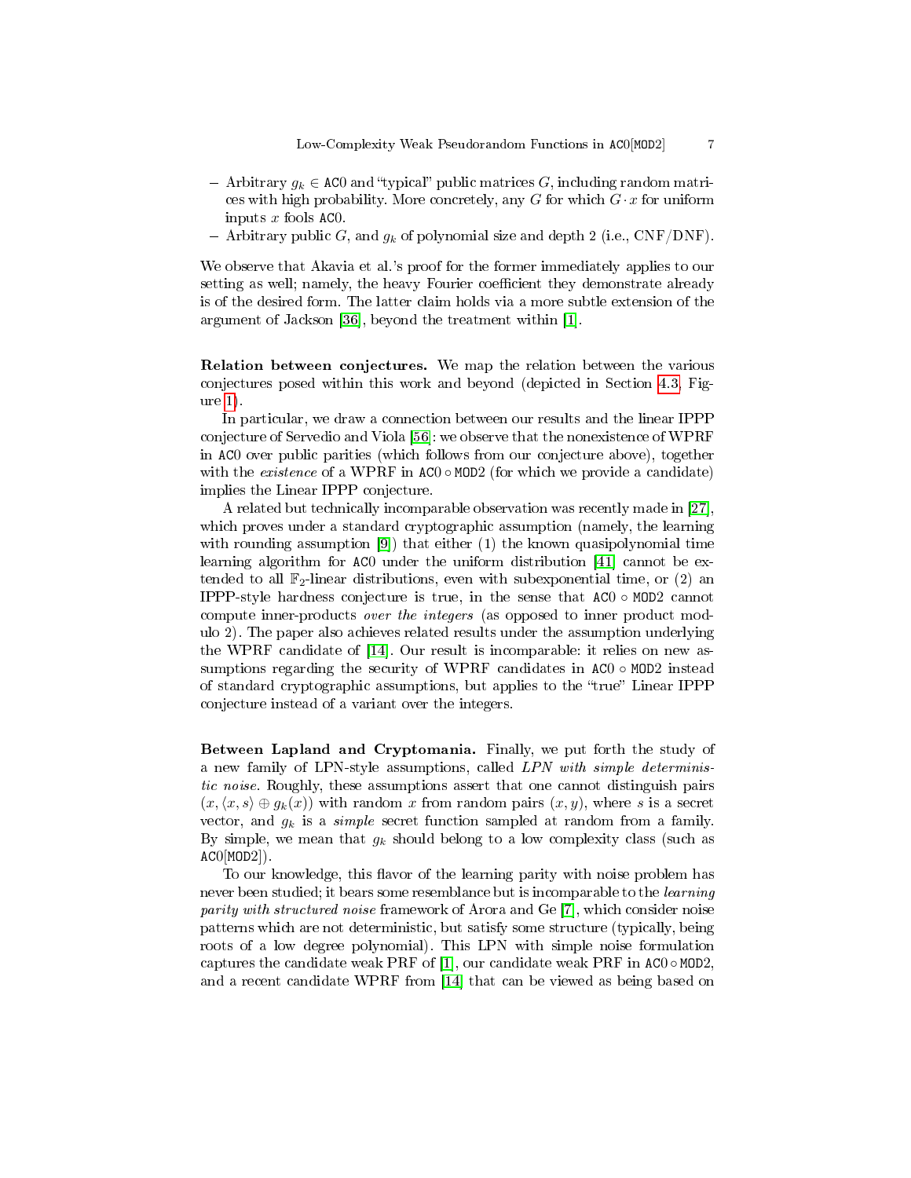- Arbitrary $g_k \in \mathtt{AC0}$ and "typical" public matrices $G$, including random matrices with high probability. More concretely, any $G$ for which $G \cdot x$ for uniform inputs $x$ fools AC0.
- Arbitrary public $G$, and $g_k$ of polynomial size and depth 2 (i.e., CNF/DNF).

We observe that Akavia et al.'s proof for the former immediately applies to our setting as well; namely, the heavy Fourier coefficient they demonstrate already is of the desired form. The latter claim holds via a more subtle extension of the argument of Jackson [36], beyond the treatment within [1].

**Relation between conjectures.** We map the relation between the various conjectures posed within this work and beyond (depicted in Section 4.3, Figure 1).

In particular, we draw a connection between our results and the linear IPPP conjecture of Servedio and Viola [56]: we observe that the nonexistence of WPRF in AC0 over public parities (which follows from our conjecture above), together with the *existence* of a WPRF in AC0 ∘ MOD2 (for which we provide a candidate) implies the Linear IPPP conjecture.

A related but technically incomparable observation was recently made in [27], which proves under a standard cryptographic assumption (namely, the learning with rounding assumption [9]) that either (1) the known quasipolynomial time learning algorithm for AC0 under the uniform distribution [41] cannot be extended to all $\mathbb{F}_2$-linear distributions, even with subexponential time, or (2) an IPPP-style hardness conjecture is true, in the sense that AC0 ∘ MOD2 cannot compute inner-products *over the integers* (as opposed to inner product modulo 2). The paper also achieves related results under the assumption underlying the WPRF candidate of [14]. Our result is incomparable: it relies on new assumptions regarding the security of WPRF candidates in AC0 ∘ MOD2 instead of standard cryptographic assumptions, but applies to the "true" Linear IPPP conjecture instead of a variant over the integers.

**Between Lapland and Cryptomania.** Finally, we put forth the study of a new family of LPN-style assumptions, called *LPN with simple deterministic noise*. Roughly, these assumptions assert that one cannot distinguish pairs $(x, \langle x, s\rangle \oplus g_k(x))$ with random $x$ from random pairs $(x, y)$, where $s$ is a secret vector, and $g_k$ is a *simple* secret function sampled at random from a family. By simple, we mean that $g_k$ should belong to a low complexity class (such as AC0[MOD2]).

To our knowledge, this flavor of the learning parity with noise problem has never been studied; it bears some resemblance but is incomparable to the *learning parity with structured noise* framework of Arora and Ge [7], which consider noise patterns which are not deterministic, but satisfy some structure (typically, being roots of a low degree polynomial). This LPN with simple noise formulation captures the candidate weak PRF of [1], our candidate weak PRF in AC0 ∘ MOD2, and a recent candidate WPRF from [14] that can be viewed as being based on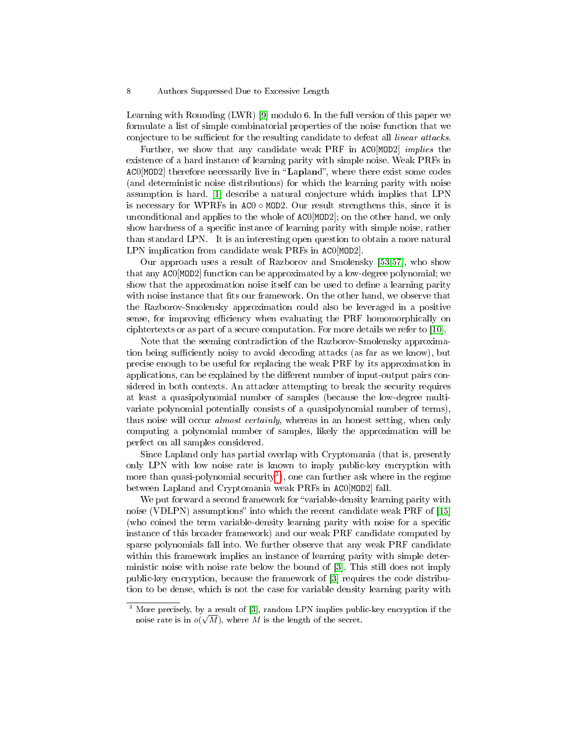Learning with Rounding (LWR) [9] modulo 6. In the full version of this paper we formulate a list of simple combinatorial properties of the noise function that we conjecture to be sufficient for the resulting candidate to defeat all *linear attacks*.

Further, we show that any candidate weak PRF in AC0[MOD2] *implies* the existence of a hard instance of learning parity with simple noise. Weak PRFs in AC0[MOD2] therefore necessarily live in "**Lapland**", where there exist some codes (and deterministic noise distributions) for which the learning parity with noise assumption is hard. [1] describe a natural conjecture which implies that LPN is necessary for WPRFs in AC0 $\circ$ MOD2. Our result strengthens this, since it is unconditional and applies to the whole of AC0[MOD2]; on the other hand, we only show hardness of a specific instance of learning parity with simple noise, rather than standard LPN. It is an interesting open question to obtain a more natural LPN implication from candidate weak PRFs in AC0[MOD2].

Our approach uses a result of Razborov and Smolensky [53,57], who show that any AC0[MOD2] function can be approximated by a low-degree polynomial; we show that the approximation noise itself can be used to define a learning parity with noise instance that fits our framework. On the other hand, we observe that the Razborov-Smolensky approximation could also be leveraged in a positive sense, for improving efficiency when evaluating the PRF homomorphically on ciphtertexts or as part of a secure computation. For more details we refer to [10].

Note that the seeming contradiction of the Razborov-Smolensky approximation being sufficiently noisy to avoid decoding attacks (as far as we know), but precise enough to be useful for replacing the weak PRF by its approximation in applications, can be explained by the different number of input-output pairs considered in both contexts. An attacker attempting to break the security requires at least a quasipolynomial number of samples (because the low-degree multivariate polynomial potentially consists of a quasipolynomial number of terms), thus noise will occur *almost certainly*, whereas in an honest setting, when only computing a polynomial number of samples, likely the approximation will be perfect on all samples considered.

Since Lapland only has partial overlap with Cryptomania (that is, presently only LPN with low noise rate is known to imply public-key encryption with more than quasi-polynomial security[3]), one can further ask where in the regime between Lapland and Cryptomania weak PRFs in AC0[MOD2] fall.

We put forward a second framework for "variable-density learning parity with noise (VDLPN) assumptions" into which the recent candidate weak PRF of [15] (who coined the term variable-density learning parity with noise for a specific instance of this broader framework) and our weak PRF candidate computed by sparse polynomials fall into. We further observe that any weak PRF candidate within this framework implies an instance of learning parity with simple deterministic noise with noise rate below the bound of [3]. This still does not imply public-key encryption, because the framework of [3] requires the code distribution to be dense, which is not the case for variable density learning parity with

[3] More precisely, by a result of [3], random LPN implies public-key encryption if the noise rate is in $o(\sqrt{M})$, where $M$ is the length of the secret.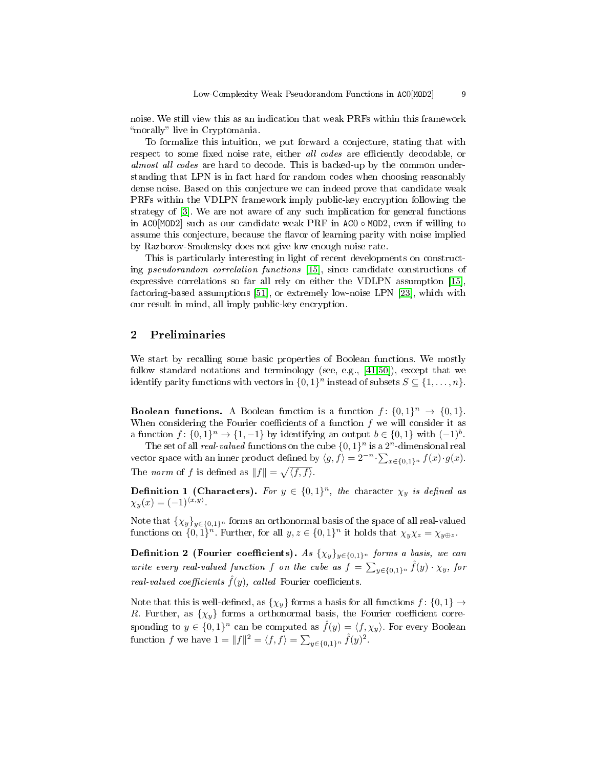noise. We still view this as an indication that weak PRFs within this framework "morally" live in Cryptomania.

To formalize this intuition, we put forward a conjecture, stating that with respect to some fixed noise rate, either *all codes* are efficiently decodable, or *almost all codes* are hard to decode. This is backed-up by the common understanding that LPN is in fact hard for random codes when choosing reasonably dense noise. Based on this conjecture we can indeed prove that candidate weak PRFs within the VDLPN framework imply public-key encryption following the strategy of [3]. We are not aware of any such implication for general functions in ACO[MOD2] such as our candidate weak PRF in $\mathsf{AC0} \circ \mathsf{MOD2}$, even if willing to assume this conjecture, because the flavor of learning parity with noise implied by Razborov-Smolensky does not give low enough noise rate.

This is particularly interesting in light of recent developments on constructing *pseudorandom correlation functions* [15], since candidate constructions of expressive correlations so far all rely on either the VDLPN assumption [15], factoring-based assumptions [51], or extremely low-noise LPN [23], which with our result in mind, all imply public-key encryption.

## 2 Preliminaries

We start by recalling some basic properties of Boolean functions. We mostly follow standard notations and terminology (see, e.g., [41,50]), except that we identify parity functions with vectors in $\{0,1\}^n$ instead of subsets $S \subseteq \{1,\ldots,n\}$.

**Boolean functions.** A Boolean function is a function $f\colon \{0,1\}^n \to \{0,1\}$. When considering the Fourier coefficients of a function $f$ we will consider it as a function $f\colon \{0,1\}^n \to \{1,-1\}$ by identifying an output $b \in \{0,1\}$ with $(-1)^b$.

The set of all *real-valued* functions on the cube $\{0,1\}^n$ is a $2^n$-dimensional real vector space with an inner product defined by $\langle g, f\rangle = 2^{-n} \cdot \sum_{x\in\{0,1\}^n} f(x)\cdot g(x)$. The *norm* of $f$ is defined as $\|f\| = \sqrt{\langle f, f\rangle}$.

**Definition 1 (Characters).** *For $y \in \{0,1\}^n$, the* character $\chi_y$ *is defined as $\chi_y(x) = (-1)^{\langle x,y\rangle}$.*

Note that $\{\chi_y\}_{y\in\{0,1\}^n}$ forms an orthonormal basis of the space of all real-valued functions on $\{0,1\}^n$. Further, for all $y, z \in \{0,1\}^n$ it holds that $\chi_y\chi_z = \chi_{y\oplus z}$.

**Definition 2 (Fourier coefficients).** *As $\{\chi_y\}_{y\in\{0,1\}^n}$ forms a basis, we can write every real-valued function $f$ on the cube as $f = \sum_{y\in\{0,1\}^n} \hat{f}(y)\cdot\chi_y$, for real-valued coefficients $\hat{f}(y)$, called* Fourier coefficients.

Note that this is well-defined, as $\{\chi_y\}$ forms a basis for all functions $f\colon \{0,1\} \to R$. Further, as $\{\chi_y\}$ forms a orthonormal basis, the Fourier coefficient corresponding to $y \in \{0,1\}^n$ can be computed as $\hat{f}(y) = \langle f, \chi_y\rangle$. For every Boolean function $f$ we have $1 = \|f\|^2 = \langle f, f\rangle = \sum_{y\in\{0,1\}^n} \hat{f}(y)^2$.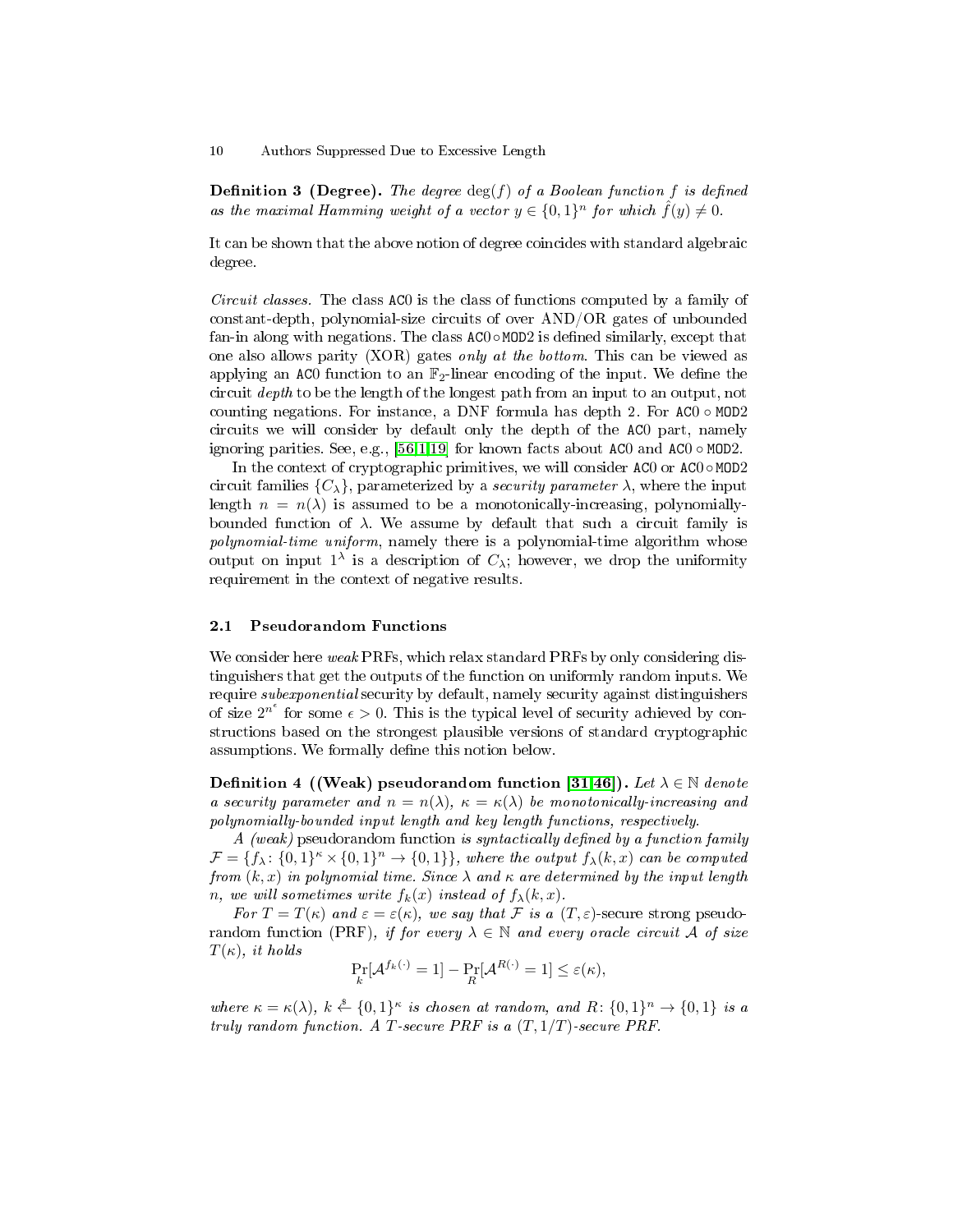**Definition 3 (Degree).** *The degree* $\deg(f)$ *of a Boolean function* $f$ *is defined as the maximal Hamming weight of a vector* $y \in \{0,1\}^n$ *for which* $\hat{f}(y) \neq 0$.

It can be shown that the above notion of degree coincides with standard algebraic degree.

*Circuit classes.* The class AC0 is the class of functions computed by a family of constant-depth, polynomial-size circuits of over AND/OR gates of unbounded fan-in along with negations. The class AC0 ∘ MOD2 is defined similarly, except that one also allows parity (XOR) gates *only at the bottom*. This can be viewed as applying an AC0 function to an $\mathbb{F}_2$-linear encoding of the input. We define the circuit *depth* to be the length of the longest path from an input to an output, not counting negations. For instance, a DNF formula has depth 2. For AC0 ∘ MOD2 circuits we will consider by default only the depth of the AC0 part, namely ignoring parities. See, e.g., [56,1,19] for known facts about AC0 and AC0 ∘ MOD2.

In the context of cryptographic primitives, we will consider AC0 or AC0 ∘ MOD2 circuit families $\{C_\lambda\}$, parameterized by a *security parameter* $\lambda$, where the input length $n = n(\lambda)$ is assumed to be a monotonically-increasing, polynomially-bounded function of $\lambda$. We assume by default that such a circuit family is *polynomial-time uniform*, namely there is a polynomial-time algorithm whose output on input $1^\lambda$ is a description of $C_\lambda$; however, we drop the uniformity requirement in the context of negative results.

## 2.1 Pseudorandom Functions

We consider here *weak* PRFs, which relax standard PRFs by only considering distinguishers that get the outputs of the function on uniformly random inputs. We require *subexponential* security by default, namely security against distinguishers of size $2^{n^\epsilon}$ for some $\epsilon > 0$. This is the typical level of security achieved by constructions based on the strongest plausible versions of standard cryptographic assumptions. We formally define this notion below.

**Definition 4 ((Weak) pseudorandom function [31,46]).** *Let* $\lambda \in \mathbb{N}$ *denote a security parameter and* $n = n(\lambda)$*,* $\kappa = \kappa(\lambda)$ *be monotonically-increasing and polynomially-bounded input length and key length functions, respectively.*

*A (weak)* pseudorandom function *is syntactically defined by a function family* $\mathcal{F} = \{f_\lambda \colon \{0,1\}^\kappa \times \{0,1\}^n \to \{0,1\}\}$*, where the output* $f_\lambda(k,x)$ *can be computed from* $(k,x)$ *in polynomial time. Since* $\lambda$ *and* $\kappa$ *are determined by the input length* $n$*, we will sometimes write* $f_k(x)$ *instead of* $f_\lambda(k,x)$*.*

*For* $T = T(\kappa)$ *and* $\varepsilon = \varepsilon(\kappa)$*, we say that* $\mathcal{F}$ *is a* $(T,\varepsilon)$-secure strong pseudorandom function (PRF)*, if for every* $\lambda \in \mathbb{N}$ *and every oracle circuit* $\mathcal{A}$ *of size* $T(\kappa)$*, it holds*

$$\Pr_k[\mathcal{A}^{f_k(\cdot)} = 1] - \Pr_R[\mathcal{A}^{R(\cdot)} = 1] \leq \varepsilon(\kappa),$$

*where* $\kappa = \kappa(\lambda)$*,* $k \xleftarrow{\$} \{0,1\}^\kappa$ *is chosen at random, and* $R \colon \{0,1\}^n \to \{0,1\}$ *is a truly random function. A* $T$*-secure PRF is a* $(T, 1/T)$*-secure PRF.*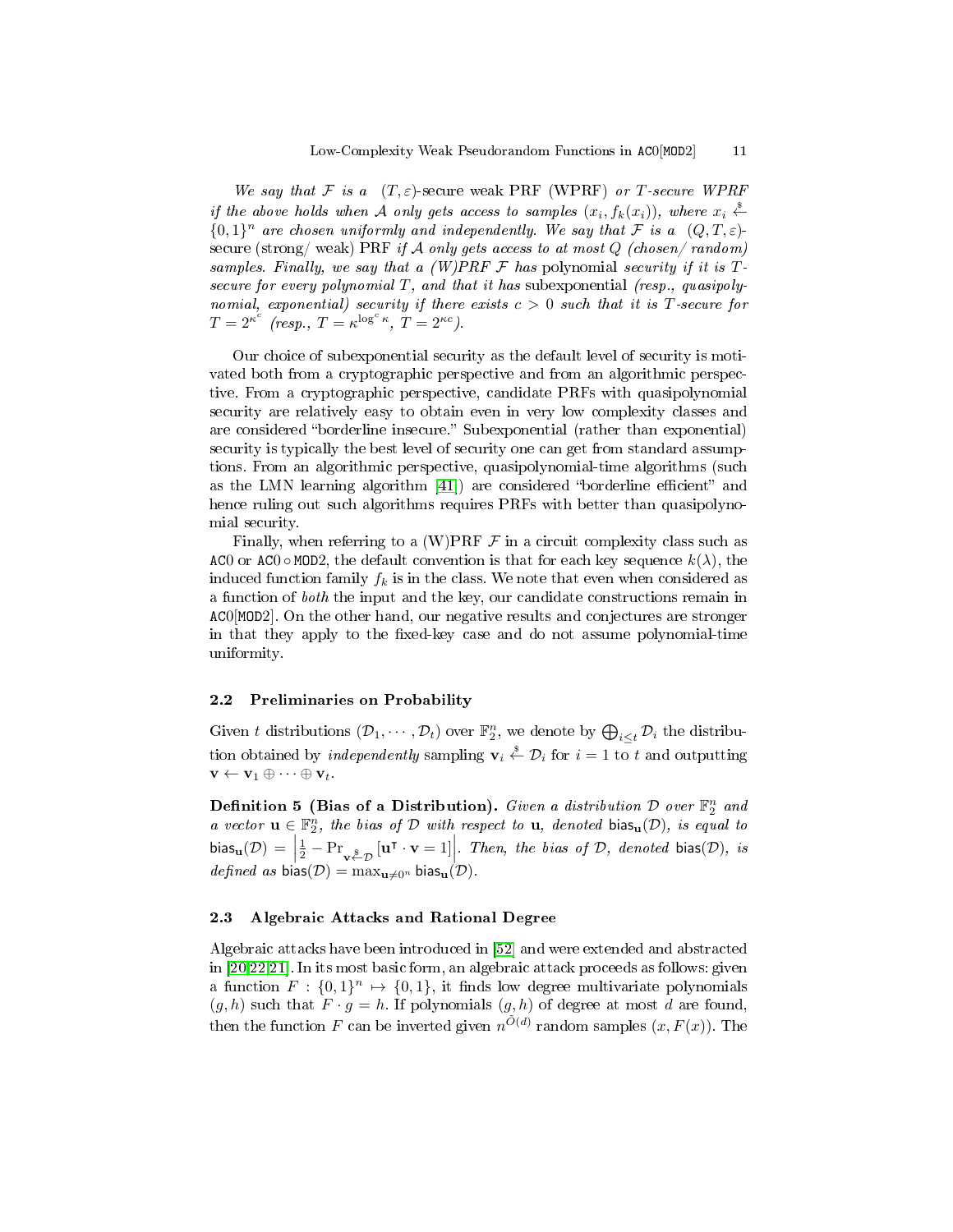*We say that $\mathcal{F}$ is a* $(T, \varepsilon)$-secure weak PRF (WPRF) *or $T$-secure WPRF if the above holds when $\mathcal{A}$ only gets access to samples $(x_i, f_k(x_i))$, where $x_i \xleftarrow{\$} \{0,1\}^n$ are chosen uniformly and independently. We say that $\mathcal{F}$ is a* $(Q, T, \varepsilon)$-secure (strong/ weak) PRF *if $\mathcal{A}$ only gets access to at most $Q$ (chosen/ random) samples. Finally, we say that a (W)PRF $\mathcal{F}$ has* polynomial *security if it is $T$-secure for every polynomial $T$, and that it has* subexponential *(resp., quasipolynomial, exponential) security if there exists $c > 0$ such that it is $T$-secure for $T = 2^{\kappa^c}$ (resp., $T = \kappa^{\log^c \kappa}$, $T = 2^{\kappa c}$).*

Our choice of subexponential security as the default level of security is motivated both from a cryptographic perspective and from an algorithmic perspective. From a cryptographic perspective, candidate PRFs with quasipolynomial security are relatively easy to obtain even in very low complexity classes and are considered "borderline insecure." Subexponential (rather than exponential) security is typically the best level of security one can get from standard assumptions. From an algorithmic perspective, quasipolynomial-time algorithms (such as the LMN learning algorithm [41]) are considered "borderline efficient" and hence ruling out such algorithms requires PRFs with better than quasipolynomial security.

Finally, when referring to a (W)PRF $\mathcal{F}$ in a circuit complexity class such as AC0 or AC0 ∘ MOD2, the default convention is that for each key sequence $k(\lambda)$, the induced function family $f_k$ is in the class. We note that even when considered as a function of *both* the input and the key, our candidate constructions remain in AC0[MOD2]. On the other hand, our negative results and conjectures are stronger in that they apply to the fixed-key case and do not assume polynomial-time uniformity.

### 2.2 Preliminaries on Probability

Given $t$ distributions $(\mathcal{D}_1, \cdots, \mathcal{D}_t)$ over $\mathbb{F}_2^n$, we denote by $\bigoplus_{i \le t} \mathcal{D}_i$ the distribution obtained by *independently* sampling $\mathbf{v}_i \xleftarrow{\$} \mathcal{D}_i$ for $i = 1$ to $t$ and outputting $\mathbf{v} \leftarrow \mathbf{v}_1 \oplus \cdots \oplus \mathbf{v}_t$.

**Definition 5 (Bias of a Distribution).** *Given a distribution $\mathcal{D}$ over $\mathbb{F}_2^n$ and a vector $\mathbf{u} \in \mathbb{F}_2^n$, the bias of $\mathcal{D}$ with respect to $\mathbf{u}$, denoted $\mathsf{bias}_{\mathbf{u}}(\mathcal{D})$, is equal to $\mathsf{bias}_{\mathbf{u}}(\mathcal{D}) = \left| \frac{1}{2} - \Pr_{\mathbf{v} \xleftarrow{\$} \mathcal{D}}[\mathbf{u}^\intercal \cdot \mathbf{v} = 1] \right|$. Then, the bias of $\mathcal{D}$, denoted $\mathsf{bias}(\mathcal{D})$, is defined as $\mathsf{bias}(\mathcal{D}) = \max_{\mathbf{u} \neq 0^n} \mathsf{bias}_{\mathbf{u}}(\mathcal{D})$.*

### 2.3 Algebraic Attacks and Rational Degree

Algebraic attacks have been introduced in [52] and were extended and abstracted in [20,22,21]. In its most basic form, an algebraic attack proceeds as follows: given a function $F : \{0,1\}^n \mapsto \{0,1\}$, it finds low degree multivariate polynomials $(g, h)$ such that $F \cdot g = h$. If polynomials $(g, h)$ of degree at most $d$ are found, then the function $F$ can be inverted given $n^{\tilde{O}(d)}$ random samples $(x, F(x))$. The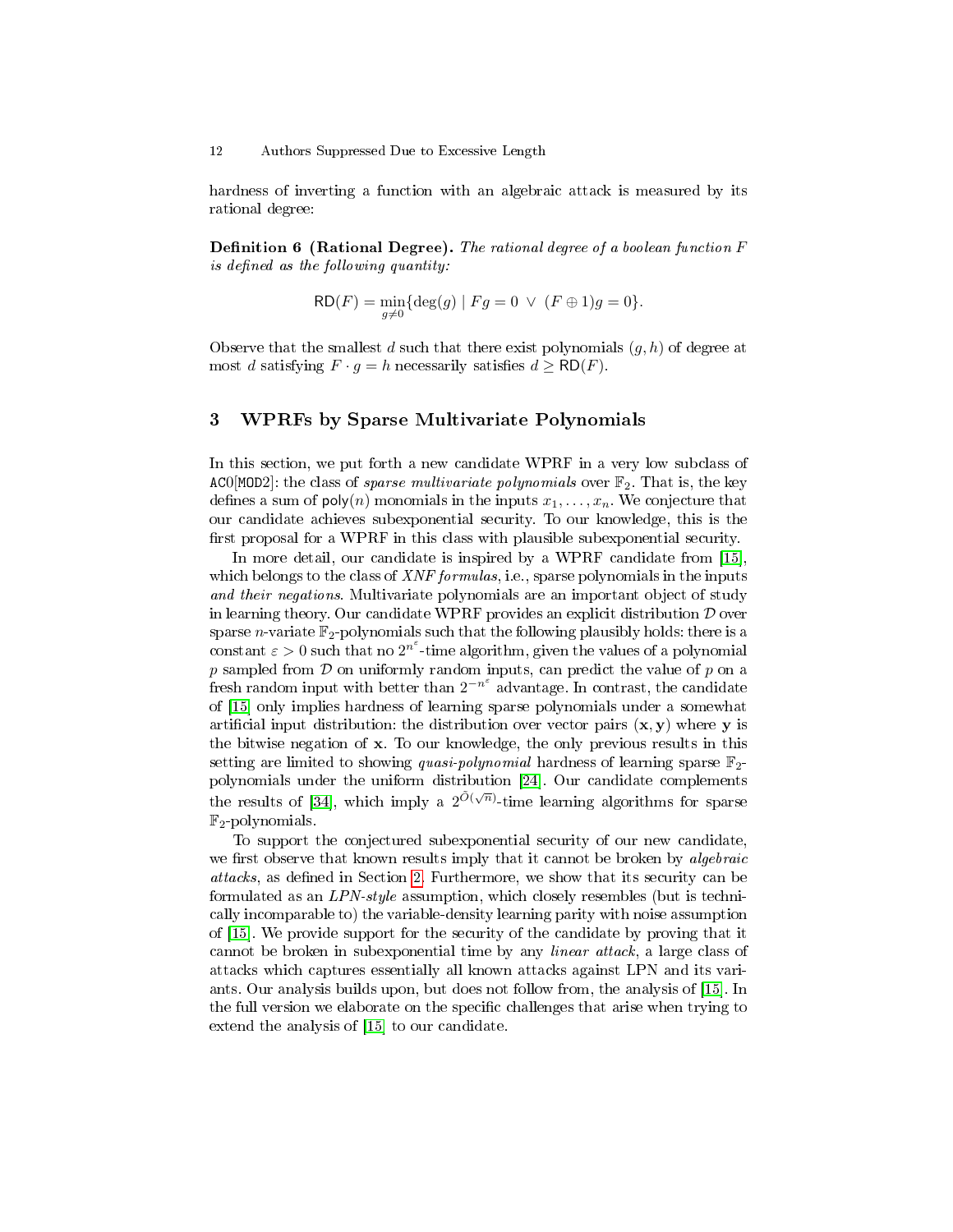hardness of inverting a function with an algebraic attack is measured by its rational degree:

**Definition 6 (Rational Degree).** *The rational degree of a boolean function $F$ is defined as the following quantity:*

$$\mathsf{RD}(F) = \min_{g \neq 0}\{\deg(g) \mid Fg = 0 \ \vee \ (F \oplus 1)g = 0\}.$$

Observe that the smallest $d$ such that there exist polynomials $(g, h)$ of degree at most $d$ satisfying $F \cdot g = h$ necessarily satisfies $d \geq \mathsf{RD}(F)$.

## 3 WPRFs by Sparse Multivariate Polynomials

In this section, we put forth a new candidate WPRF in a very low subclass of $\mathtt{AC0}[\mathtt{MOD2}]$: the class of *sparse multivariate polynomials* over $\mathbb{F}_2$. That is, the key defines a sum of $\mathsf{poly}(n)$ monomials in the inputs $x_1, \ldots, x_n$. We conjecture that our candidate achieves subexponential security. To our knowledge, this is the first proposal for a WPRF in this class with plausible subexponential security.

In more detail, our candidate is inspired by a WPRF candidate from [15], which belongs to the class of *XNF formulas*, i.e., sparse polynomials in the inputs *and their negations*. Multivariate polynomials are an important object of study in learning theory. Our candidate WPRF provides an explicit distribution $\mathcal{D}$ over sparse $n$-variate $\mathbb{F}_2$-polynomials such that the following plausibly holds: there is a constant $\varepsilon > 0$ such that no $2^{n^\varepsilon}$-time algorithm, given the values of a polynomial $p$ sampled from $\mathcal{D}$ on uniformly random inputs, can predict the value of $p$ on a fresh random input with better than $2^{-n^\varepsilon}$ advantage. In contrast, the candidate of [15] only implies hardness of learning sparse polynomials under a somewhat artificial input distribution: the distribution over vector pairs $(\mathbf{x}, \mathbf{y})$ where $\mathbf{y}$ is the bitwise negation of $\mathbf{x}$. To our knowledge, the only previous results in this setting are limited to showing *quasi-polynomial* hardness of learning sparse $\mathbb{F}_2$-polynomials under the uniform distribution [24]. Our candidate complements the results of [34], which imply a $2^{\tilde{O}(\sqrt{n})}$-time learning algorithms for sparse $\mathbb{F}_2$-polynomials.

To support the conjectured subexponential security of our new candidate, we first observe that known results imply that it cannot be broken by *algebraic attacks*, as defined in Section 2. Furthermore, we show that its security can be formulated as an *LPN-style* assumption, which closely resembles (but is technically incomparable to) the variable-density learning parity with noise assumption of [15]. We provide support for the security of the candidate by proving that it cannot be broken in subexponential time by any *linear attack*, a large class of attacks which captures essentially all known attacks against LPN and its variants. Our analysis builds upon, but does not follow from, the analysis of [15]. In the full version we elaborate on the specific challenges that arise when trying to extend the analysis of [15] to our candidate.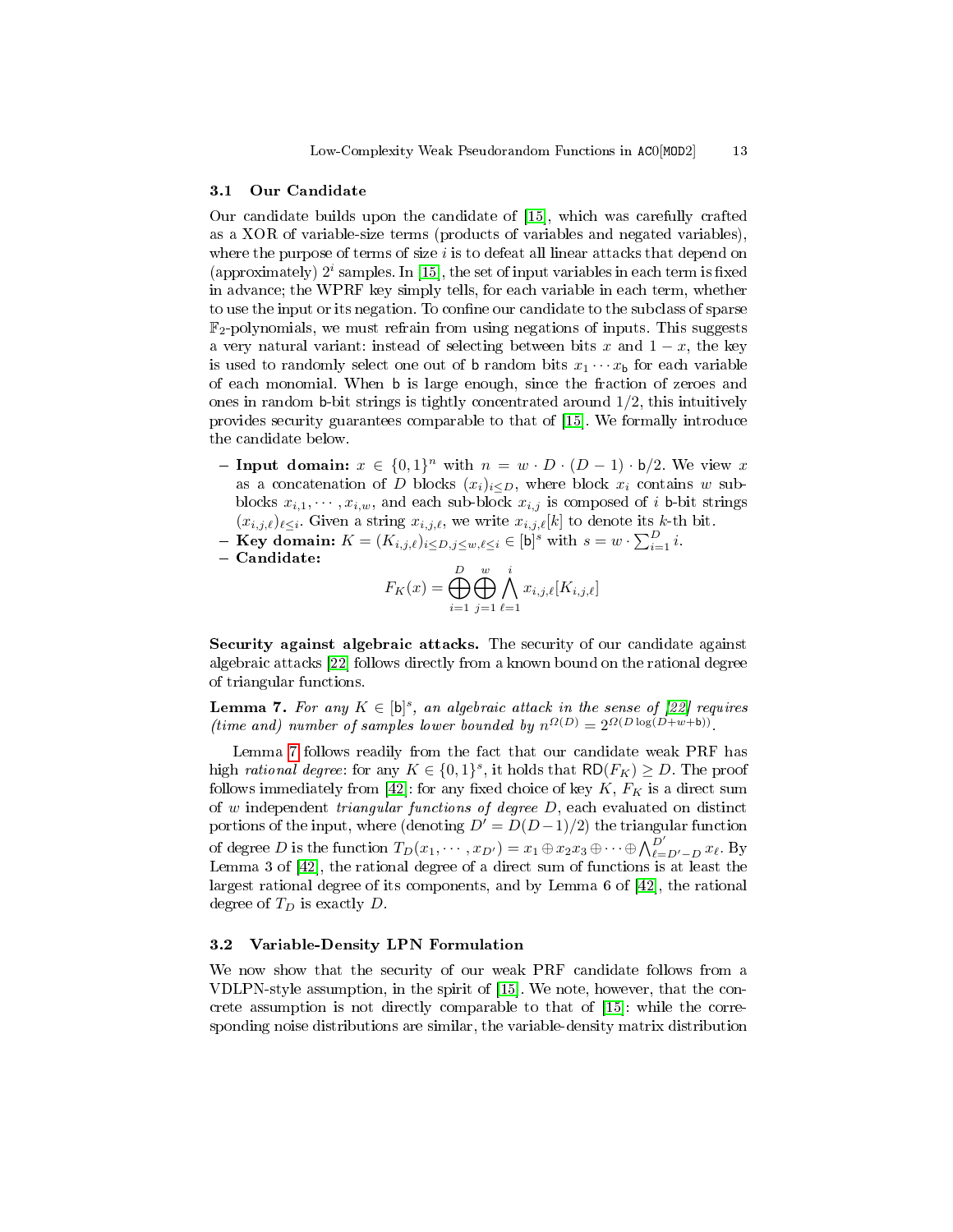### 3.1 Our Candidate

Our candidate builds upon the candidate of [15], which was carefully crafted as a XOR of variable-size terms (products of variables and negated variables), where the purpose of terms of size $i$ is to defeat all linear attacks that depend on (approximately) $2^i$ samples. In [15], the set of input variables in each term is fixed in advance; the WPRF key simply tells, for each variable in each term, whether to use the input or its negation. To confine our candidate to the subclass of sparse $\mathbb{F}_2$-polynomials, we must refrain from using negations of inputs. This suggests a very natural variant: instead of selecting between bits $x$ and $1 - x$, the key is used to randomly select one out of $\mathsf{b}$ random bits $x_1 \cdots x_{\mathsf{b}}$ for each variable of each monomial. When $\mathsf{b}$ is large enough, since the fraction of zeroes and ones in random $\mathsf{b}$-bit strings is tightly concentrated around 1/2, this intuitively provides security guarantees comparable to that of [15]. We formally introduce the candidate below.

- **Input domain:** $x \in \{0,1\}^n$ with $n = w \cdot D \cdot (D-1) \cdot \mathsf{b}/2$. We view $x$ as a concatenation of $D$ blocks $(x_i)_{i \leq D}$, where block $x_i$ contains $w$ sub-blocks $x_{i,1}, \cdots, x_{i,w}$, and each sub-block $x_{i,j}$ is composed of $i$ $\mathsf{b}$-bit strings $(x_{i,j,\ell})_{\ell \leq i}$. Given a string $x_{i,j,\ell}$, we write $x_{i,j,\ell}[k]$ to denote its $k$-th bit.
- **Key domain:** $K = (K_{i,j,\ell})_{i \leq D, j \leq w, \ell \leq i} \in [\mathsf{b}]^s$ with $s = w \cdot \sum_{i=1}^{D} i$.
- **Candidate:**

$$F_K(x) = \bigoplus_{i=1}^{D} \bigoplus_{j=1}^{w} \bigwedge_{\ell=1}^{i} x_{i,j,\ell}[K_{i,j,\ell}]$$

**Security against algebraic attacks.** The security of our candidate against algebraic attacks [22] follows directly from a known bound on the rational degree of triangular functions.

**Lemma 7.** *For any $K \in [\mathsf{b}]^s$, an algebraic attack in the sense of [22] requires (time and) number of samples lower bounded by $n^{\Omega(D)} = 2^{\Omega(D \log(D+w+\mathsf{b}))}$.*

Lemma 7 follows readily from the fact that our candidate weak PRF has high *rational degree*: for any $K \in \{0,1\}^s$, it holds that $\mathsf{RD}(F_K) \geq D$. The proof follows immediately from [42]: for any fixed choice of key $K$, $F_K$ is a direct sum of $w$ independent *triangular functions of degree* $D$, each evaluated on distinct portions of the input, where (denoting $D' = D(D-1)/2$) the triangular function of degree $D$ is the function $T_D(x_1, \cdots, x_{D'}) = x_1 \oplus x_2 x_3 \oplus \cdots \oplus \bigwedge_{\ell=D'-D}^{D'} x_\ell$. By Lemma 3 of [42], the rational degree of a direct sum of functions is at least the largest rational degree of its components, and by Lemma 6 of [42], the rational degree of $T_D$ is exactly $D$.

### 3.2 Variable-Density LPN Formulation

We now show that the security of our weak PRF candidate follows from a VDLPN-style assumption, in the spirit of [15]. We note, however, that the concrete assumption is not directly comparable to that of [15]: while the corresponding noise distributions are similar, the variable-density matrix distribution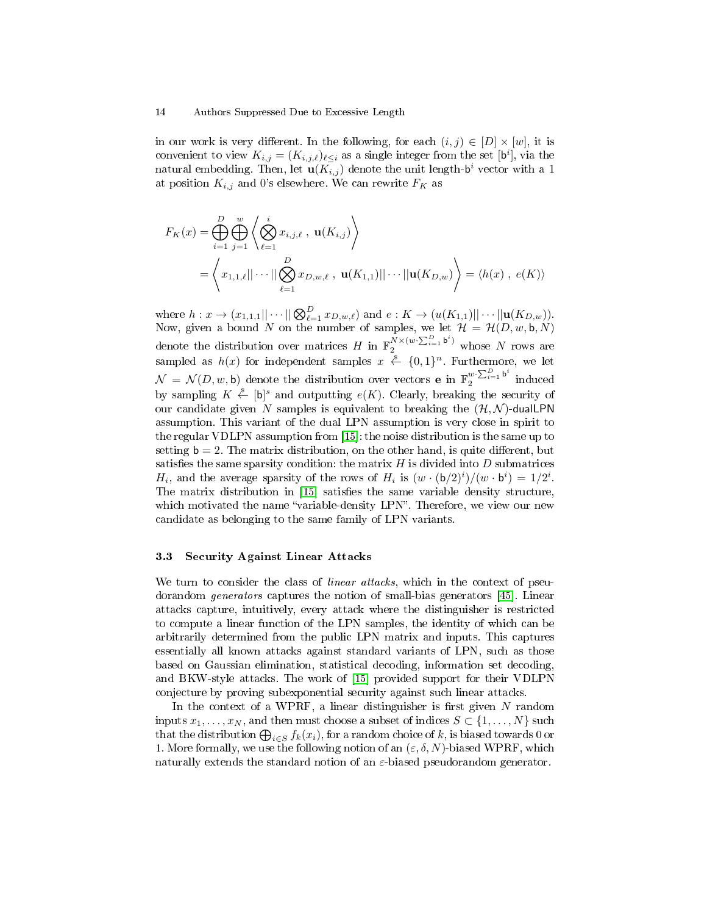in our work is very different. In the following, for each $(i, j) \in [D] \times [w]$, it is convenient to view $K_{i,j} = (K_{i,j,\ell})_{\ell \leq i}$ as a single integer from the set $[\mathsf{b}^i]$, via the natural embedding. Then, let $\mathbf{u}(K_{i,j})$ denote the unit length-$\mathsf{b}^i$ vector with a 1 at position $K_{i,j}$ and 0's elsewhere. We can rewrite $F_K$ as

$$
\begin{aligned}
F_K(x) &= \bigoplus_{i=1}^{D} \bigoplus_{j=1}^{w} \left\langle \bigotimes_{\ell=1}^{i} x_{i,j,\ell} \ , \ \mathbf{u}(K_{i,j}) \right\rangle \\
&= \left\langle x_{1,1,\ell} || \cdots || \bigotimes_{\ell=1}^{D} x_{D,w,\ell} \ , \ \mathbf{u}(K_{1,1}) || \cdots || \mathbf{u}(K_{D,w}) \right\rangle = \langle h(x) \ , \ e(K) \rangle
\end{aligned}
$$

where $h : x \to (x_{1,1,1} || \cdots || \bigotimes_{\ell=1}^{D} x_{D,w,\ell})$ and $e : K \to (u(K_{1,1}) || \cdots || \mathbf{u}(K_{D,w}))$. Now, given a bound $N$ on the number of samples, we let $\mathcal{H} = \mathcal{H}(D, w, \mathsf{b}, N)$ denote the distribution over matrices $H$ in $\mathbb{F}_2^{N \times (w \cdot \sum_{i=1}^{D} \mathsf{b}^i)}$ whose $N$ rows are sampled as $h(x)$ for independent samples $x \stackrel{\$}{\leftarrow} \{0,1\}^n$. Furthermore, we let $\mathcal{N} = \mathcal{N}(D, w, \mathsf{b})$ denote the distribution over vectors $\mathbf{e}$ in $\mathbb{F}_2^{w \cdot \sum_{i=1}^{D} \mathsf{b}^i}$ induced by sampling $K \stackrel{\$}{\leftarrow} [\mathsf{b}]^s$ and outputting $e(K)$. Clearly, breaking the security of our candidate given $N$ samples is equivalent to breaking the $(\mathcal{H}, \mathcal{N})$-$\mathsf{dualLPN}$ assumption. This variant of the dual LPN assumption is very close in spirit to the regular VDLPN assumption from [15]: the noise distribution is the same up to setting $\mathsf{b} = 2$. The matrix distribution, on the other hand, is quite different, but satisfies the same sparsity condition: the matrix $H$ is divided into $D$ submatrices $H_i$, and the average sparsity of the rows of $H_i$ is $(w \cdot (\mathsf{b}/2)^i)/(w \cdot \mathsf{b}^i) = 1/2^i$. The matrix distribution in [15] satisfies the same variable density structure, which motivated the name "variable-density LPN". Therefore, we view our new candidate as belonging to the same family of LPN variants.

### 3.3 Security Against Linear Attacks

We turn to consider the class of *linear attacks*, which in the context of pseudorandom *generators* captures the notion of small-bias generators [45]. Linear attacks capture, intuitively, every attack where the distinguisher is restricted to compute a linear function of the LPN samples, the identity of which can be arbitrarily determined from the public LPN matrix and inputs. This captures essentially all known attacks against standard variants of LPN, such as those based on Gaussian elimination, statistical decoding, information set decoding, and BKW-style attacks. The work of [15] provided support for their VDLPN conjecture by proving subexponential security against such linear attacks.

In the context of a WPRF, a linear distinguisher is first given $N$ random inputs $x_1, \ldots, x_N$, and then must choose a subset of indices $S \subset \{1, \ldots, N\}$ such that the distribution $\bigoplus_{i \in S} f_k(x_i)$, for a random choice of $k$, is biased towards 0 or 1. More formally, we use the following notion of an $(\varepsilon, \delta, N)$-biased WPRF, which naturally extends the standard notion of an $\varepsilon$-biased pseudorandom generator.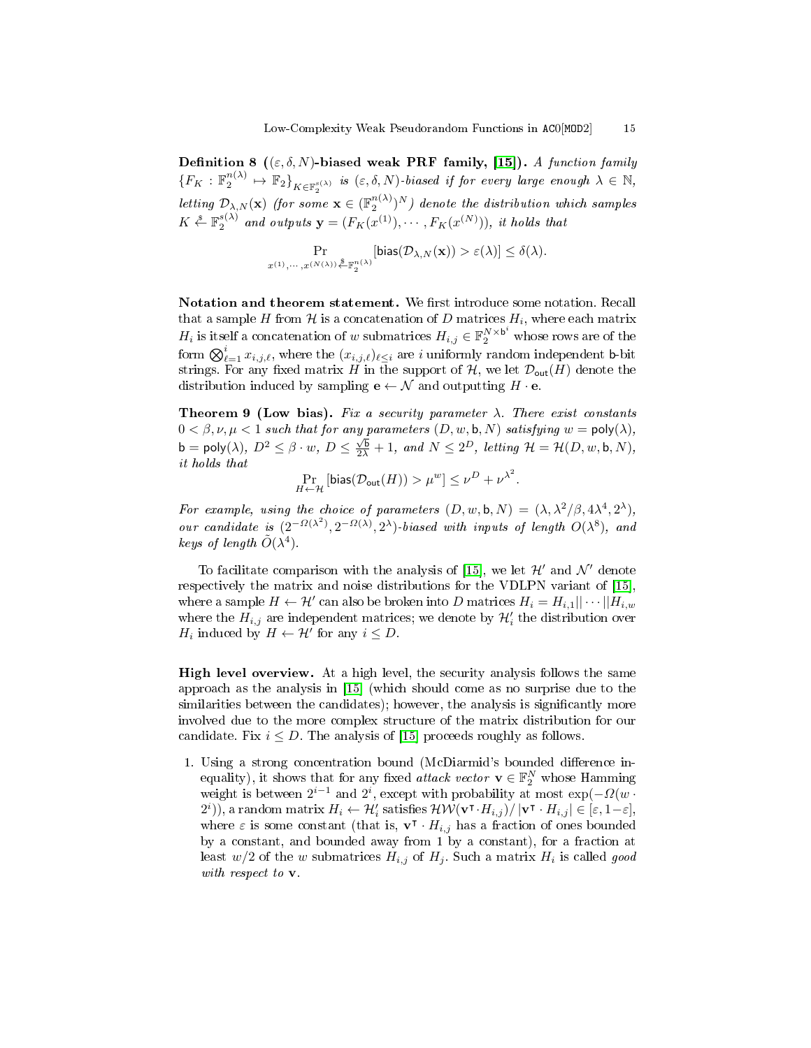**Definition 8 (($\varepsilon, \delta, N$)-biased weak PRF family, [15]).** *A function family $\{F_K : \mathbb{F}_2^{n(\lambda)} \mapsto \mathbb{F}_2\}_{K \in \mathbb{F}_2^{s(\lambda)}}$ is $(\varepsilon, \delta, N)$-biased if for every large enough $\lambda \in \mathbb{N}$, letting $\mathcal{D}_{\lambda,N}(\mathbf{x})$ (for some $\mathbf{x} \in (\mathbb{F}_2^{n(\lambda)})^N$) denote the distribution which samples $K \xleftarrow{\$} \mathbb{F}_2^{s(\lambda)}$ and outputs $\mathbf{y} = (F_K(x^{(1)}), \cdots, F_K(x^{(N)}))$, it holds that*

$$\Pr_{x^{(1)},\cdots,x^{(N(\lambda))} \xleftarrow{\$} \mathbb{F}_2^{n(\lambda)}}[\mathsf{bias}(\mathcal{D}_{\lambda,N}(\mathbf{x})) > \varepsilon(\lambda)] \leq \delta(\lambda).$$

**Notation and theorem statement.** We first introduce some notation. Recall that a sample $H$ from $\mathcal{H}$ is a concatenation of $D$ matrices $H_i$, where each matrix $H_i$ is itself a concatenation of $w$ submatrices $H_{i,j} \in \mathbb{F}_2^{N \times \mathsf{b}^i}$ whose rows are of the form $\bigotimes_{\ell=1}^{i} x_{i,j,\ell}$, where the $(x_{i,j,\ell})_{\ell \leq i}$ are $i$ uniformly random independent $\mathsf{b}$-bit strings. For any fixed matrix $H$ in the support of $\mathcal{H}$, we let $\mathcal{D}_{\mathsf{out}}(H)$ denote the distribution induced by sampling $\mathbf{e} \leftarrow \mathcal{N}$ and outputting $H \cdot \mathbf{e}$.

**Theorem 9 (Low bias).** *Fix a security parameter $\lambda$. There exist constants $0 < \beta, \nu, \mu < 1$ such that for any parameters $(D, w, \mathsf{b}, N)$ satisfying $w = \mathsf{poly}(\lambda)$, $\mathsf{b} = \mathsf{poly}(\lambda)$, $D^2 \leq \beta \cdot w$, $D \leq \frac{\sqrt{\mathsf{b}}}{2\lambda} + 1$, and $N \leq 2^D$, letting $\mathcal{H} = \mathcal{H}(D, w, \mathsf{b}, N)$, it holds that*

$$\Pr_{H \leftarrow \mathcal{H}}[\mathsf{bias}(\mathcal{D}_{\mathsf{out}}(H)) > \mu^w] \leq \nu^D + \nu^{\lambda^2}.$$

*For example, using the choice of parameters $(D, w, \mathsf{b}, N) = (\lambda, \lambda^2/\beta, 4\lambda^4, 2^\lambda)$, our candidate is $(2^{-\Omega(\lambda^2)}, 2^{-\Omega(\lambda)}, 2^\lambda)$-biased with inputs of length $O(\lambda^8)$, and keys of length $\tilde{O}(\lambda^4)$.*

To facilitate comparison with the analysis of [15], we let $\mathcal{H}'$ and $\mathcal{N}'$ denote respectively the matrix and noise distributions for the VDLPN variant of [15], where a sample $H \leftarrow \mathcal{H}'$ can also be broken into $D$ matrices $H_i = H_{i,1}||\cdots||H_{i,w}$ where the $H_{i,j}$ are independent matrices; we denote by $\mathcal{H}'_i$ the distribution over $H_i$ induced by $H \leftarrow \mathcal{H}'$ for any $i \leq D$.

**High level overview.** At a high level, the security analysis follows the same approach as the analysis in [15] (which should come as no surprise due to the similarities between the candidates); however, the analysis is significantly more involved due to the more complex structure of the matrix distribution for our candidate. Fix $i \leq D$. The analysis of [15] proceeds roughly as follows.

1. Using a strong concentration bound (McDiarmid's bounded difference inequality), it shows that for any fixed *attack vector* $\mathbf{v} \in \mathbb{F}_2^N$ whose Hamming weight is between $2^{i-1}$ and $2^i$, except with probability at most $\exp(-\Omega(w \cdot 2^i))$, a random matrix $H_i \leftarrow \mathcal{H}'_i$ satisfies $\mathcal{HW}(\mathbf{v}^\intercal \cdot H_{i,j})/|\mathbf{v}^\intercal \cdot H_{i,j}| \in [\varepsilon, 1-\varepsilon]$, where $\varepsilon$ is some constant (that is, $\mathbf{v}^\intercal \cdot H_{i,j}$ has a fraction of ones bounded by a constant, and bounded away from 1 by a constant), for a fraction at least $w/2$ of the $w$ submatrices $H_{i,j}$ of $H_j$. Such a matrix $H_i$ is called *good with respect to* $\mathbf{v}$.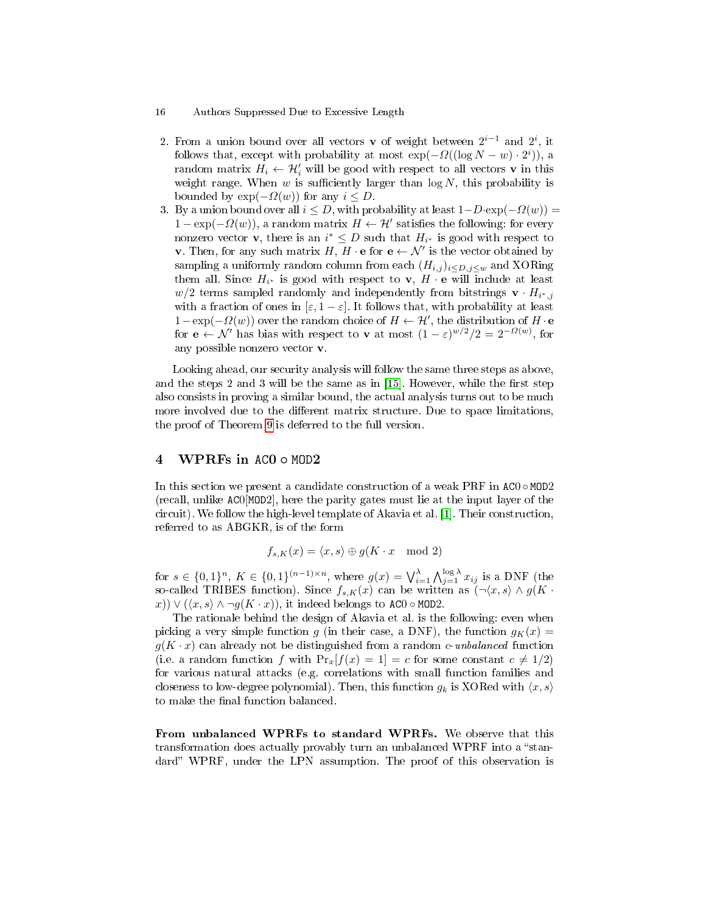2. From a union bound over all vectors $\mathbf{v}$ of weight between $2^{i-1}$ and $2^i$, it follows that, except with probability at most $\exp(-\Omega((\log N - w) \cdot 2^i))$, a random matrix $H_i \leftarrow \mathcal{H}'_i$ will be good with respect to all vectors $\mathbf{v}$ in this weight range. When $w$ is sufficiently larger than $\log N$, this probability is bounded by $\exp(-\Omega(w))$ for any $i \leq D$.
3. By a union bound over all $i \leq D$, with probability at least $1 - D \cdot \exp(-\Omega(w)) = 1 - \exp(-\Omega(w))$, a random matrix $H \leftarrow \mathcal{H}'$ satisfies the following: for every nonzero vector $\mathbf{v}$, there is an $i^* \leq D$ such that $H_{i^*}$ is good with respect to $\mathbf{v}$. Then, for any such matrix $H$, $H \cdot \mathbf{e}$ for $\mathbf{e} \leftarrow \mathcal{N}'$ is the vector obtained by sampling a uniformly random column from each $(H_{i,j})_{i \leq D, j \leq w}$ and XORing them all. Since $H_{i^*}$ is good with respect to $\mathbf{v}$, $H \cdot \mathbf{e}$ will include at least $w/2$ terms sampled randomly and independently from bitstrings $\mathbf{v} \cdot H_{i^*,j}$ with a fraction of ones in $[\varepsilon, 1 - \varepsilon]$. It follows that, with probability at least $1 - \exp(-\Omega(w))$ over the random choice of $H \leftarrow \mathcal{H}'$, the distribution of $H \cdot \mathbf{e}$ for $\mathbf{e} \leftarrow \mathcal{N}'$ has bias with respect to $\mathbf{v}$ at most $(1 - \varepsilon)^{w/2}/2 = 2^{-\Omega(w)}$, for any possible nonzero vector $\mathbf{v}$.

Looking ahead, our security analysis will follow the same three steps as above, and the steps 2 and 3 will be the same as in [15]. However, while the first step also consists in proving a similar bound, the actual analysis turns out to be much more involved due to the different matrix structure. Due to space limitations, the proof of Theorem 9 is deferred to the full version.

## 4 WPRFs in $\mathtt{AC0} \circ \mathtt{MOD2}$

In this section we present a candidate construction of a weak PRF in $\mathtt{AC0} \circ \mathtt{MOD2}$ (recall, unlike $\mathtt{AC0}[\mathtt{MOD2}]$, here the parity gates must lie at the input layer of the circuit). We follow the high-level template of Akavia et al. [1]. Their construction, referred to as ABGKR, is of the form

$$f_{s,K}(x) = \langle x, s \rangle \oplus g(K \cdot x \mod 2)$$

for $s \in \{0,1\}^n$, $K \in \{0,1\}^{(n-1) \times n}$, where $g(x) = \bigvee_{i=1}^{\lambda} \bigwedge_{j=1}^{\log \lambda} x_{ij}$ is a DNF (the so-called TRIBES function). Since $f_{s,K}(x)$ can be written as $(\neg \langle x, s \rangle \wedge g(K \cdot x)) \vee (\langle x, s \rangle \wedge \neg g(K \cdot x))$, it indeed belongs to $\mathtt{AC0} \circ \mathtt{MOD2}$.

The rationale behind the design of Akavia et al. is the following: even when picking a very simple function $g$ (in their case, a DNF), the function $g_K(x) = g(K \cdot x)$ can already not be distinguished from a random $c$-*unbalanced* function (i.e. a random function $f$ with $\Pr_x[f(x) = 1] = c$ for some constant $c \neq 1/2$) for various natural attacks (e.g. correlations with small function families and closeness to low-degree polynomial). Then, this function $g_k$ is XORed with $\langle x, s \rangle$ to make the final function balanced.

**From unbalanced WPRFs to standard WPRFs.** We observe that this transformation does actually provably turn an unbalanced WPRF into a "standard" WPRF, under the LPN assumption. The proof of this observation is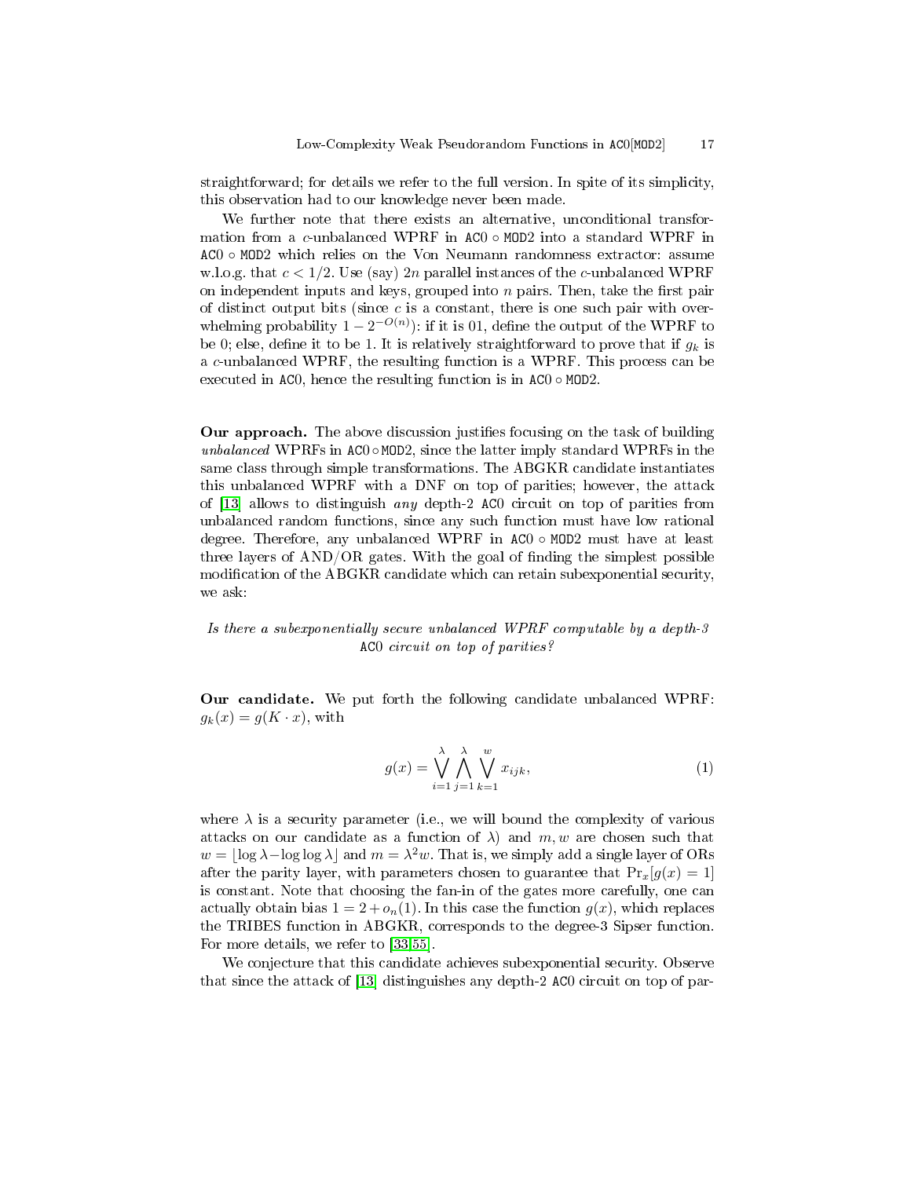straightforward; for details we refer to the full version. In spite of its simplicity, this observation had to our knowledge never been made.

We further note that there exists an alternative, unconditional transformation from a $c$-unbalanced WPRF in $\mathtt{AC0} \circ \mathtt{MOD2}$ into a standard WPRF in $\mathtt{AC0} \circ \mathtt{MOD2}$ which relies on the Von Neumann randomness extractor: assume w.l.o.g. that $c < 1/2$. Use (say) $2n$ parallel instances of the $c$-unbalanced WPRF on independent inputs and keys, grouped into $n$ pairs. Then, take the first pair of distinct output bits (since $c$ is a constant, there is one such pair with overwhelming probability $1 - 2^{-O(n)}$): if it is 01, define the output of the WPRF to be 0; else, define it to be 1. It is relatively straightforward to prove that if $g_k$ is a $c$-unbalanced WPRF, the resulting function is a WPRF. This process can be executed in $\mathtt{AC0}$, hence the resulting function is in $\mathtt{AC0} \circ \mathtt{MOD2}$.

**Our approach.** The above discussion justifies focusing on the task of building *unbalanced* WPRFs in $\mathtt{AC0} \circ \mathtt{MOD2}$, since the latter imply standard WPRFs in the same class through simple transformations. The ABGKR candidate instantiates this unbalanced WPRF with a DNF on top of parities; however, the attack of [13] allows to distinguish *any* depth-2 $\mathtt{AC0}$ circuit on top of parities from unbalanced random functions, since any such function must have low rational degree. Therefore, any unbalanced WPRF in $\mathtt{AC0} \circ \mathtt{MOD2}$ must have at least three layers of AND/OR gates. With the goal of finding the simplest possible modification of the ABGKR candidate which can retain subexponential security, we ask:

*Is there a subexponentially secure unbalanced WPRF computable by a depth-3* $\mathtt{AC0}$ *circuit on top of parities?*

**Our candidate.** We put forth the following candidate unbalanced WPRF: $g_k(x) = g(K \cdot x)$, with

$$g(x) = \bigvee_{i=1}^{\lambda} \bigwedge_{j=1}^{\lambda} \bigvee_{k=1}^{w} x_{ijk}, \tag{1}$$

where $\lambda$ is a security parameter (i.e., we will bound the complexity of various attacks on our candidate as a function of $\lambda$) and $m, w$ are chosen such that $w = \lfloor \log \lambda - \log \log \lambda \rfloor$ and $m = \lambda^2 w$. That is, we simply add a single layer of ORs after the parity layer, with parameters chosen to guarantee that $\Pr_x[g(x) = 1]$ is constant. Note that choosing the fan-in of the gates more carefully, one can actually obtain bias $1 = 2 + o_n(1)$. In this case the function $g(x)$, which replaces the TRIBES function in ABGKR, corresponds to the degree-3 Sipser function. For more details, we refer to [33,55].

We conjecture that this candidate achieves subexponential security. Observe that since the attack of [13] distinguishes any depth-2 $\mathtt{AC0}$ circuit on top of par-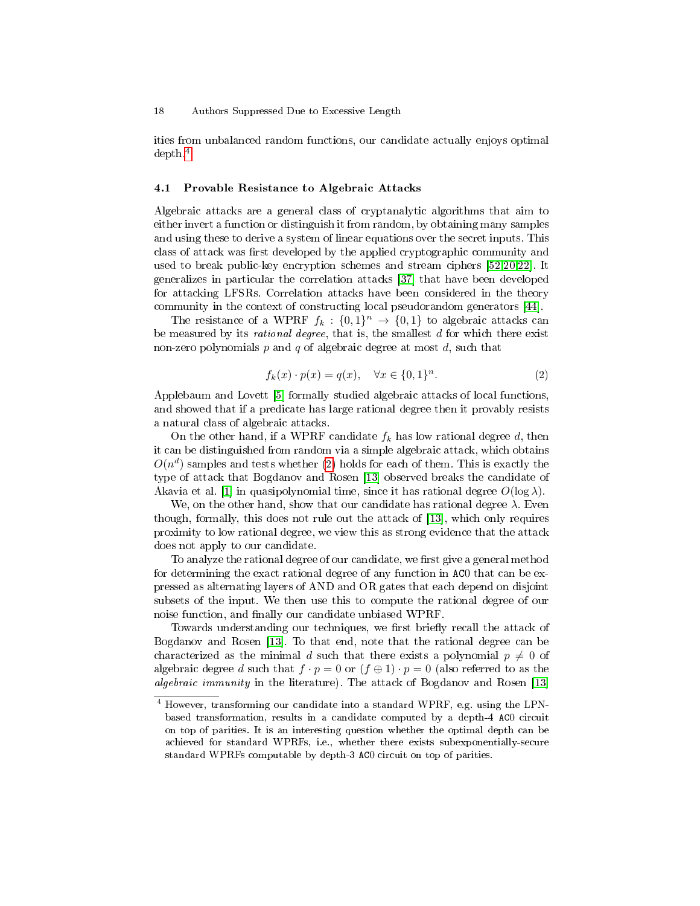ities from unbalanced random functions, our candidate actually enjoys optimal depth.[4]

### 4.1 Provable Resistance to Algebraic Attacks

Algebraic attacks are a general class of cryptanalytic algorithms that aim to either invert a function or distinguish it from random, by obtaining many samples and using these to derive a system of linear equations over the secret inputs. This class of attack was first developed by the applied cryptographic community and used to break public-key encryption schemes and stream ciphers [52,20,22]. It generalizes in particular the correlation attacks [37] that have been developed for attacking LFSRs. Correlation attacks have been considered in the theory community in the context of constructing local pseudorandom generators [44].

The resistance of a WPRF $f_k : \{0,1\}^n \to \{0,1\}$ to algebraic attacks can be measured by its *rational degree*, that is, the smallest $d$ for which there exist non-zero polynomials $p$ and $q$ of algebraic degree at most $d$, such that

$$f_k(x) \cdot p(x) = q(x), \quad \forall x \in \{0,1\}^n. \tag{2}$$

Applebaum and Lovett [5] formally studied algebraic attacks of local functions, and showed that if a predicate has large rational degree then it provably resists a natural class of algebraic attacks.

On the other hand, if a WPRF candidate $f_k$ has low rational degree $d$, then it can be distinguished from random via a simple algebraic attack, which obtains $O(n^d)$ samples and tests whether (2) holds for each of them. This is exactly the type of attack that Bogdanov and Rosen [13] observed breaks the candidate of Akavia et al. [1] in quasipolynomial time, since it has rational degree $O(\log \lambda)$.

We, on the other hand, show that our candidate has rational degree $\lambda$. Even though, formally, this does not rule out the attack of [13], which only requires proximity to low rational degree, we view this as strong evidence that the attack does not apply to our candidate.

To analyze the rational degree of our candidate, we first give a general method for determining the exact rational degree of any function in AC0 that can be expressed as alternating layers of AND and OR gates that each depend on disjoint subsets of the input. We then use this to compute the rational degree of our noise function, and finally our candidate unbiased WPRF.

Towards understanding our techniques, we first briefly recall the attack of Bogdanov and Rosen [13]. To that end, note that the rational degree can be characterized as the minimal $d$ such that there exists a polynomial $p \neq 0$ of algebraic degree $d$ such that $f \cdot p = 0$ or $(f \oplus 1) \cdot p = 0$ (also referred to as the *algebraic immunity* in the literature). The attack of Bogdanov and Rosen [13]

[4] However, transforming our candidate into a standard WPRF, e.g. using the LPN-based transformation, results in a candidate computed by a depth-4 AC0 circuit on top of parities. It is an interesting question whether the optimal depth can be achieved for standard WPRFs, i.e., whether there exists subexponentially-secure standard WPRFs computable by depth-3 AC0 circuit on top of parities.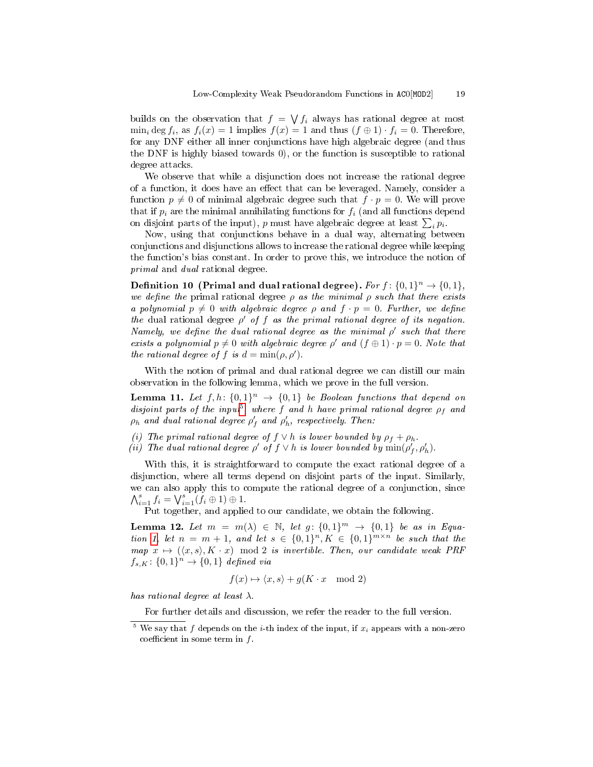builds on the observation that $f = \bigvee f_i$ always has rational degree at most $\min_i \deg f_i$, as $f_i(x) = 1$ implies $f(x) = 1$ and thus $(f \oplus 1) \cdot f_i = 0$. Therefore, for any DNF either all inner conjunctions have high algebraic degree (and thus the DNF is highly biased towards 0), or the function is susceptible to rational degree attacks.

We observe that while a disjunction does not increase the rational degree of a function, it does have an effect that can be leveraged. Namely, consider a function $p \neq 0$ of minimal algebraic degree such that $f \cdot p = 0$. We will prove that if $p_i$ are the minimal annihilating functions for $f_i$ (and all functions depend on disjoint parts of the input), $p$ must have algebraic degree at least $\sum_i p_i$.

Now, using that conjunctions behave in a dual way, alternating between conjunctions and disjunctions allows to increase the rational degree while keeping the function's bias constant. In order to prove this, we introduce the notion of *primal* and *dual* rational degree.

**Definition 10 (Primal and dual rational degree).** *For $f: \{0,1\}^n \to \{0,1\}$, we define the* primal rational degree *$\rho$ as the minimal $\rho$ such that there exists a polynomial $p \neq 0$ with algebraic degree $\rho$ and $f \cdot p = 0$. Further, we define the* dual rational degree *$\rho'$ of $f$ as the primal rational degree of its negation. Namely, we define the dual rational degree as the minimal $\rho'$ such that there exists a polynomial $p \neq 0$ with algebraic degree $\rho'$ and $(f \oplus 1) \cdot p = 0$. Note that the rational degree of $f$ is $d = \min(\rho, \rho')$.*

With the notion of primal and dual rational degree we can distill our main observation in the following lemma, which we prove in the full version.

**Lemma 11.** *Let $f, h: \{0,1\}^n \to \{0,1\}$ be Boolean functions that depend on disjoint parts of the input[5] where $f$ and $h$ have primal rational degree $\rho_f$ and $\rho_h$ and dual rational degree $\rho'_f$ and $\rho'_h$, respectively. Then:*

*(i) The primal rational degree of $f \vee h$ is lower bounded by $\rho_f + \rho_h$.*
*(ii) The dual rational degree $\rho'$ of $f \vee h$ is lower bounded by $\min(\rho'_f, \rho'_h)$.*

With this, it is straightforward to compute the exact rational degree of a disjunction, where all terms depend on disjoint parts of the input. Similarly, we can also apply this to compute the rational degree of a conjunction, since $\bigwedge_{i=1}^s f_i = \bigvee_{i=1}^s (f_i \oplus 1) \oplus 1$.

Put together, and applied to our candidate, we obtain the following.

**Lemma 12.** *Let $m = m(\lambda) \in \mathbb{N}$, let $g: \{0,1\}^m \to \{0,1\}$ be as in Equation 1, let $n = m+1$, and let $s \in \{0,1\}^n, K \in \{0,1\}^{m \times n}$ be such that the map $x \mapsto (\langle x, s\rangle, K \cdot x) \mod 2$ is invertible. Then, our candidate weak PRF $f_{s,K}: \{0,1\}^n \to \{0,1\}$ defined via*

$$f(x) \mapsto \langle x, s\rangle + g(K \cdot x \mod 2)$$

*has rational degree at least $\lambda$.*

For further details and discussion, we refer the reader to the full version.

---

[5] We say that $f$ depends on the $i$-th index of the input, if $x_i$ appears with a non-zero coefficient in some term in $f$.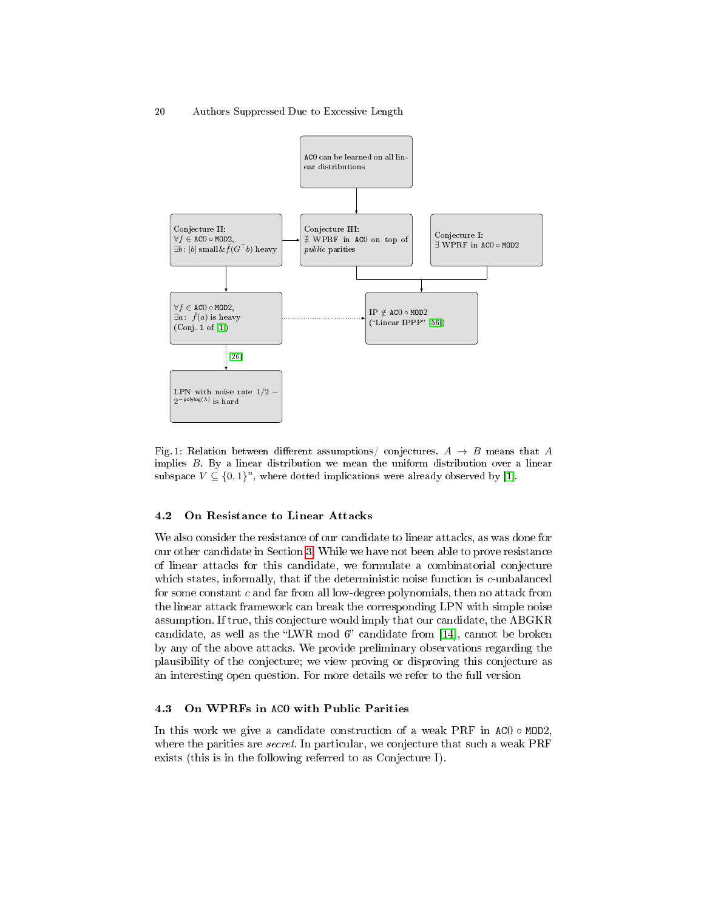AC0 can be learned on all linear distributions

Conjecture II: $\forall f \in \texttt{AC0} \circ \texttt{MOD2}$, $\exists b$: $|b|$ small & $f(G^\top b)$ heavy

Conjecture III: $\nexists$ WPRF in AC0 on top of *public* parities

Conjecture I: $\exists$ WPRF in $\texttt{AC0} \circ \texttt{MOD2}$

$\forall f \in \texttt{AC0} \circ \texttt{MOD2}$, $\exists a$: $f(a)$ is heavy (Conj. 1 of [1])

$\text{IP} \notin \texttt{AC0} \circ \texttt{MOD2}$ ("Linear IPPP" [56])

[26]

LPN with noise rate $1/2 - 2^{-\mathsf{polylog}(\lambda)}$ is hard

Fig. 1: Relation between different assumptions/ conjectures. $A \rightarrow B$ means that $A$ implies $B$. By a linear distribution we mean the uniform distribution over a linear subspace $V \subseteq \{0,1\}^n$, where dotted implications were already observed by [1].

### 4.2 On Resistance to Linear Attacks

We also consider the resistance of our candidate to linear attacks, as was done for our other candidate in Section 3. While we have not been able to prove resistance of linear attacks for this candidate, we formulate a combinatorial conjecture which states, informally, that if the deterministic noise function is $c$-unbalanced for some constant $c$ and far from all low-degree polynomials, then no attack from the linear attack framework can break the corresponding LPN with simple noise assumption. If true, this conjecture would imply that our candidate, the ABGKR candidate, as well as the "LWR mod 6" candidate from [14], cannot be broken by any of the above attacks. We provide preliminary observations regarding the plausibility of the conjecture; we view proving or disproving this conjecture as an interesting open question. For more details we refer to the full version

### 4.3 On WPRFs in AC0 with Public Parities

In this work we give a candidate construction of a weak PRF in $\texttt{AC0} \circ \texttt{MOD2}$, where the parities are *secret*. In particular, we conjecture that such a weak PRF exists (this is in the following referred to as Conjecture I).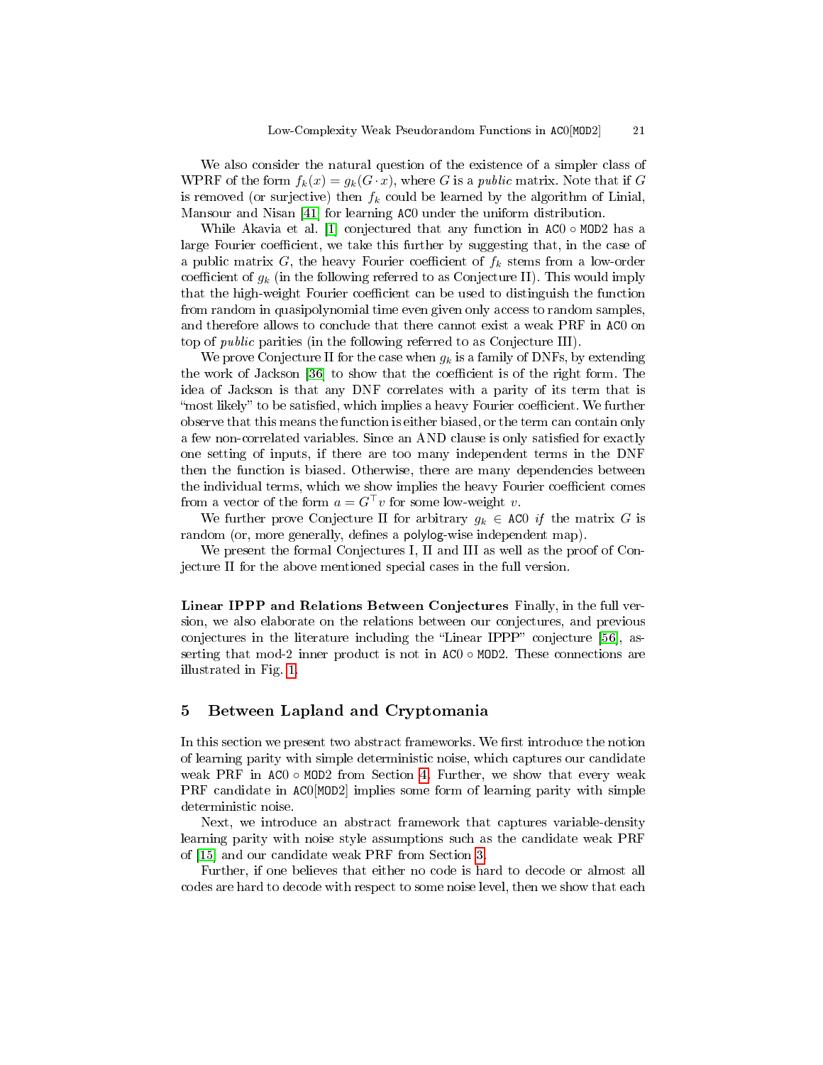We also consider the natural question of the existence of a simpler class of WPRF of the form $f_k(x) = g_k(G \cdot x)$, where $G$ is a *public* matrix. Note that if $G$ is removed (or surjective) then $f_k$ could be learned by the algorithm of Linial, Mansour and Nisan [41] for learning ACO under the uniform distribution.

While Akavia et al. [1] conjectured that any function in $\mathsf{AC0} \circ \mathsf{MOD2}$ has a large Fourier coefficient, we take this further by suggesting that, in the case of a public matrix $G$, the heavy Fourier coefficient of $f_k$ stems from a low-order coefficient of $g_k$ (in the following referred to as Conjecture II). This would imply that the high-weight Fourier coefficient can be used to distinguish the function from random in quasipolynomial time even given only access to random samples, and therefore allows to conclude that there cannot exist a weak PRF in ACO on top of *public* parities (in the following referred to as Conjecture III).

We prove Conjecture II for the case when $g_k$ is a family of DNFs, by extending the work of Jackson [36] to show that the coefficient is of the right form. The idea of Jackson is that any DNF correlates with a parity of its term that is "most likely" to be satisfied, which implies a heavy Fourier coefficient. We further observe that this means the function is either biased, or the term can contain only a few non-correlated variables. Since an AND clause is only satisfied for exactly one setting of inputs, if there are too many independent terms in the DNF then the function is biased. Otherwise, there are many dependencies between the individual terms, which we show implies the heavy Fourier coefficient comes from a vector of the form $a = G^\top v$ for some low-weight $v$.

We further prove Conjecture II for arbitrary $g_k \in \mathsf{AC0}$ *if* the matrix $G$ is random (or, more generally, defines a polylog-wise independent map).

We present the formal Conjectures I, II and III as well as the proof of Conjecture II for the above mentioned special cases in the full version.

**Linear IPPP and Relations Between Conjectures** Finally, in the full version, we also elaborate on the relations between our conjectures, and previous conjectures in the literature including the "Linear IPPP" conjecture [56], asserting that mod-2 inner product is not in $\mathsf{AC0} \circ \mathsf{MOD2}$. These connections are illustrated in Fig. 1.

## 5 Between Lapland and Cryptomania

In this section we present two abstract frameworks. We first introduce the notion of learning parity with simple deterministic noise, which captures our candidate weak PRF in $\mathsf{AC0} \circ \mathsf{MOD2}$ from Section 4. Further, we show that every weak PRF candidate in AC0[MOD2] implies some form of learning parity with simple deterministic noise.

Next, we introduce an abstract framework that captures variable-density learning parity with noise style assumptions such as the candidate weak PRF of [15] and our candidate weak PRF from Section 3.

Further, if one believes that either no code is hard to decode or almost all codes are hard to decode with respect to some noise level, then we show that each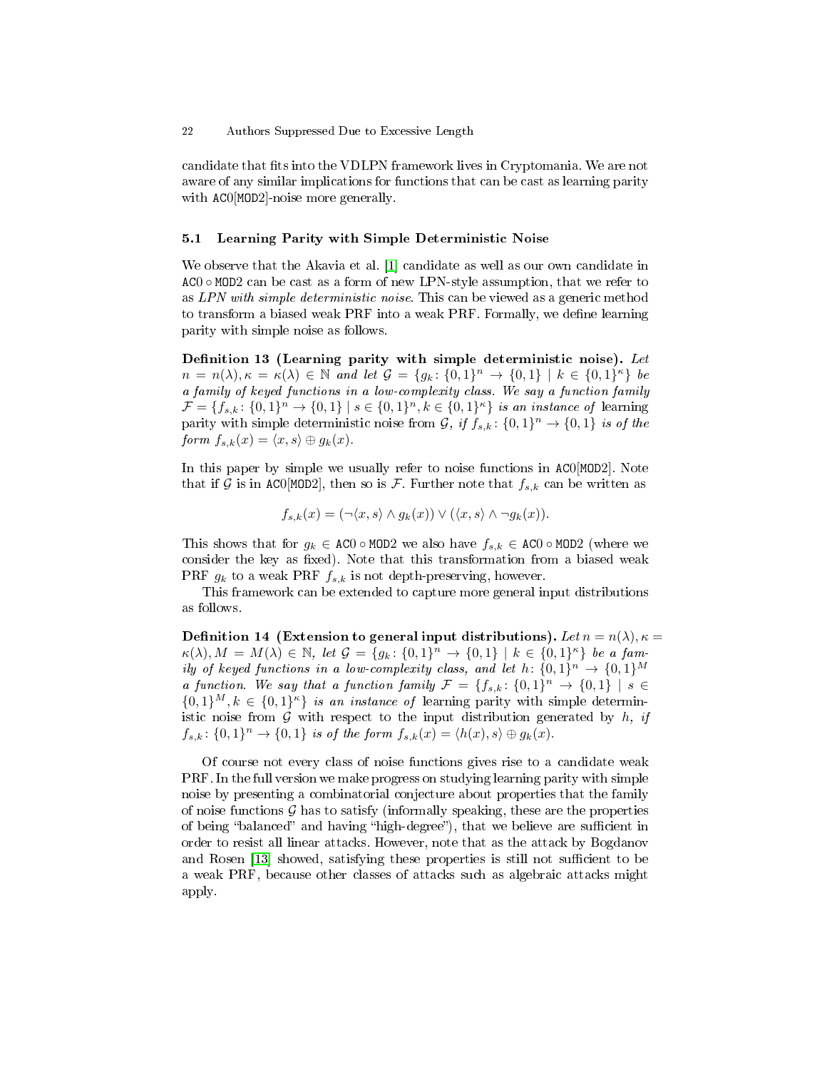candidate that fits into the VDLPN framework lives in Cryptomania. We are not aware of any similar implications for functions that can be cast as learning parity with ACO[MOD2]-noise more generally.

### 5.1 Learning Parity with Simple Deterministic Noise

We observe that the Akavia et al. [1] candidate as well as our own candidate in $\mathtt{AC0} \circ \mathtt{MOD2}$ can be cast as a form of new LPN-style assumption, that we refer to as *LPN with simple deterministic noise*. This can be viewed as a generic method to transform a biased weak PRF into a weak PRF. Formally, we define learning parity with simple noise as follows.

**Definition 13 (Learning parity with simple deterministic noise).** *Let $n = n(\lambda), \kappa = \kappa(\lambda) \in \mathbb{N}$ and let $\mathcal{G} = \{g_k \colon \{0,1\}^n \to \{0,1\} \mid k \in \{0,1\}^\kappa\}$ be a family of keyed functions in a low-complexity class. We say a function family $\mathcal{F} = \{f_{s,k} \colon \{0,1\}^n \to \{0,1\} \mid s \in \{0,1\}^n, k \in \{0,1\}^\kappa\}$ is an instance of* learning parity with simple deterministic noise *from $\mathcal{G}$, if $f_{s,k} \colon \{0,1\}^n \to \{0,1\}$ is of the form $f_{s,k}(x) = \langle x, s\rangle \oplus g_k(x)$.*

In this paper by simple we usually refer to noise functions in $\mathtt{AC0[MOD2]}$. Note that if $\mathcal{G}$ is in $\mathtt{AC0[MOD2]}$, then so is $\mathcal{F}$. Further note that $f_{s,k}$ can be written as

$$f_{s,k}(x) = (\neg\langle x, s\rangle \wedge g_k(x)) \vee (\langle x, s\rangle \wedge \neg g_k(x)).$$

This shows that for $g_k \in \mathtt{AC0} \circ \mathtt{MOD2}$ we also have $f_{s,k} \in \mathtt{AC0} \circ \mathtt{MOD2}$ (where we consider the key as fixed). Note that this transformation from a biased weak PRF $g_k$ to a weak PRF $f_{s,k}$ is not depth-preserving, however.

This framework can be extended to capture more general input distributions as follows.

**Definition 14 (Extension to general input distributions).** *Let $n = n(\lambda), \kappa = \kappa(\lambda), M = M(\lambda) \in \mathbb{N}$, let $\mathcal{G} = \{g_k \colon \{0,1\}^n \to \{0,1\} \mid k \in \{0,1\}^\kappa\}$ be a family of keyed functions in a low-complexity class, and let $h \colon \{0,1\}^n \to \{0,1\}^M$ a function. We say that a function family $\mathcal{F} = \{f_{s,k} \colon \{0,1\}^n \to \{0,1\} \mid s \in \{0,1\}^M, k \in \{0,1\}^\kappa\}$ is an instance of* learning parity with simple deterministic noise *from $\mathcal{G}$ with respect to the input distribution generated by $h$, if $f_{s,k} \colon \{0,1\}^n \to \{0,1\}$ is of the form $f_{s,k}(x) = \langle h(x), s\rangle \oplus g_k(x)$.*

Of course not every class of noise functions gives rise to a candidate weak PRF. In the full version we make progress on studying learning parity with simple noise by presenting a combinatorial conjecture about properties that the family of noise functions $\mathcal{G}$ has to satisfy (informally speaking, these are the properties of being "balanced" and having "high-degree"), that we believe are sufficient in order to resist all linear attacks. However, note that as the attack by Bogdanov and Rosen [13] showed, satisfying these properties is still not sufficient to be a weak PRF, because other classes of attacks such as algebraic attacks might apply.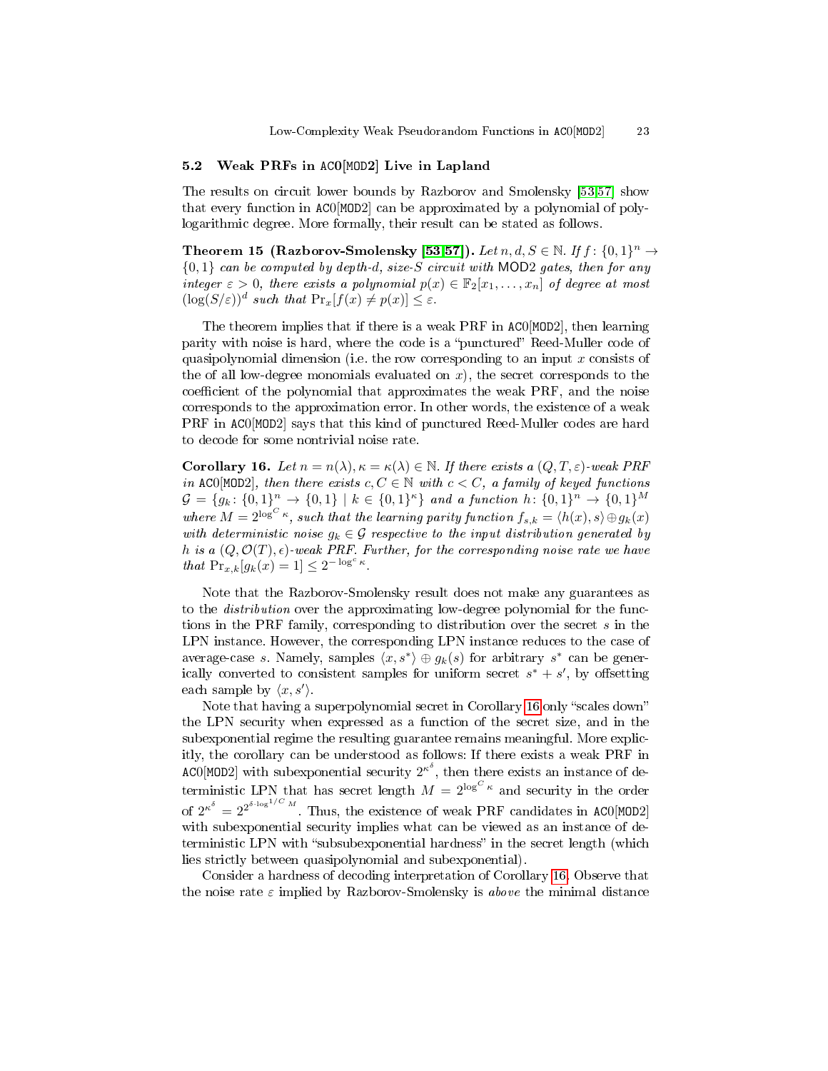### 5.2 Weak PRFs in ACO[MOD2] Live in Lapland

The results on circuit lower bounds by Razborov and Smolensky [53,57] show that every function in ACO[MOD2] can be approximated by a polynomial of polylogarithmic degree. More formally, their result can be stated as follows.

**Theorem 15 (Razborov-Smolensky [53,57]).** *Let $n, d, S \in \mathbb{N}$. If $f: \{0,1\}^n \to \{0,1\}$ can be computed by depth-$d$, size-$S$ circuit with MOD2 gates, then for any integer $\varepsilon > 0$, there exists a polynomial $p(x) \in \mathbb{F}_2[x_1, \ldots, x_n]$ of degree at most $(\log(S/\varepsilon))^d$ such that $\Pr_x[f(x) \neq p(x)] \leq \varepsilon$.*

The theorem implies that if there is a weak PRF in ACO[MOD2], then learning parity with noise is hard, where the code is a "punctured" Reed-Muller code of quasipolynomial dimension (i.e. the row corresponding to an input $x$ consists of the of all low-degree monomials evaluated on $x$), the secret corresponds to the coefficient of the polynomial that approximates the weak PRF, and the noise corresponds to the approximation error. In other words, the existence of a weak PRF in ACO[MOD2] says that this kind of punctured Reed-Muller codes are hard to decode for some nontrivial noise rate.

**Corollary 16.** *Let $n = n(\lambda), \kappa = \kappa(\lambda) \in \mathbb{N}$. If there exists a $(Q, T, \varepsilon)$-weak PRF in ACO[MOD2], then there exists $c, C \in \mathbb{N}$ with $c < C$, a family of keyed functions $\mathcal{G} = \{g_k : \{0,1\}^n \to \{0,1\} \mid k \in \{0,1\}^\kappa\}$ and a function $h: \{0,1\}^n \to \{0,1\}^M$ where $M = 2^{\log^C \kappa}$, such that the learning parity function $f_{s,k} = \langle h(x), s\rangle \oplus g_k(x)$ with deterministic noise $g_k \in \mathcal{G}$ respective to the input distribution generated by $h$ is a $(Q, \mathcal{O}(T), \epsilon)$-weak PRF. Further, for the corresponding noise rate we have that $\Pr_{x,k}[g_k(x) = 1] \leq 2^{-\log^c \kappa}$.*

Note that the Razborov-Smolensky result does not make any guarantees as to the *distribution* over the approximating low-degree polynomial for the functions in the PRF family, corresponding to distribution over the secret $s$ in the LPN instance. However, the corresponding LPN instance reduces to the case of average-case $s$. Namely, samples $\langle x, s^*\rangle \oplus g_k(s)$ for arbitrary $s^*$ can be generically converted to consistent samples for uniform secret $s^* + s'$, by offsetting each sample by $\langle x, s'\rangle$.

Note that having a superpolynomial secret in Corollary 16 only "scales down" the LPN security when expressed as a function of the secret size, and in the subexponential regime the resulting guarantee remains meaningful. More explicitly, the corollary can be understood as follows: If there exists a weak PRF in ACO[MOD2] with subexponential security $2^{\kappa^\delta}$, then there exists an instance of deterministic LPN that has secret length $M = 2^{\log^C \kappa}$ and security in the order of $2^{\kappa^\delta} = 2^{2^{\delta \cdot \log^{1/C} M}}$. Thus, the existence of weak PRF candidates in ACO[MOD2] with subexponential security implies what can be viewed as an instance of deterministic LPN with "subsubexponential hardness" in the secret length (which lies strictly between quasipolynomial and subexponential).

Consider a hardness of decoding interpretation of Corollary 16. Observe that the noise rate $\varepsilon$ implied by Razborov-Smolensky is *above* the minimal distance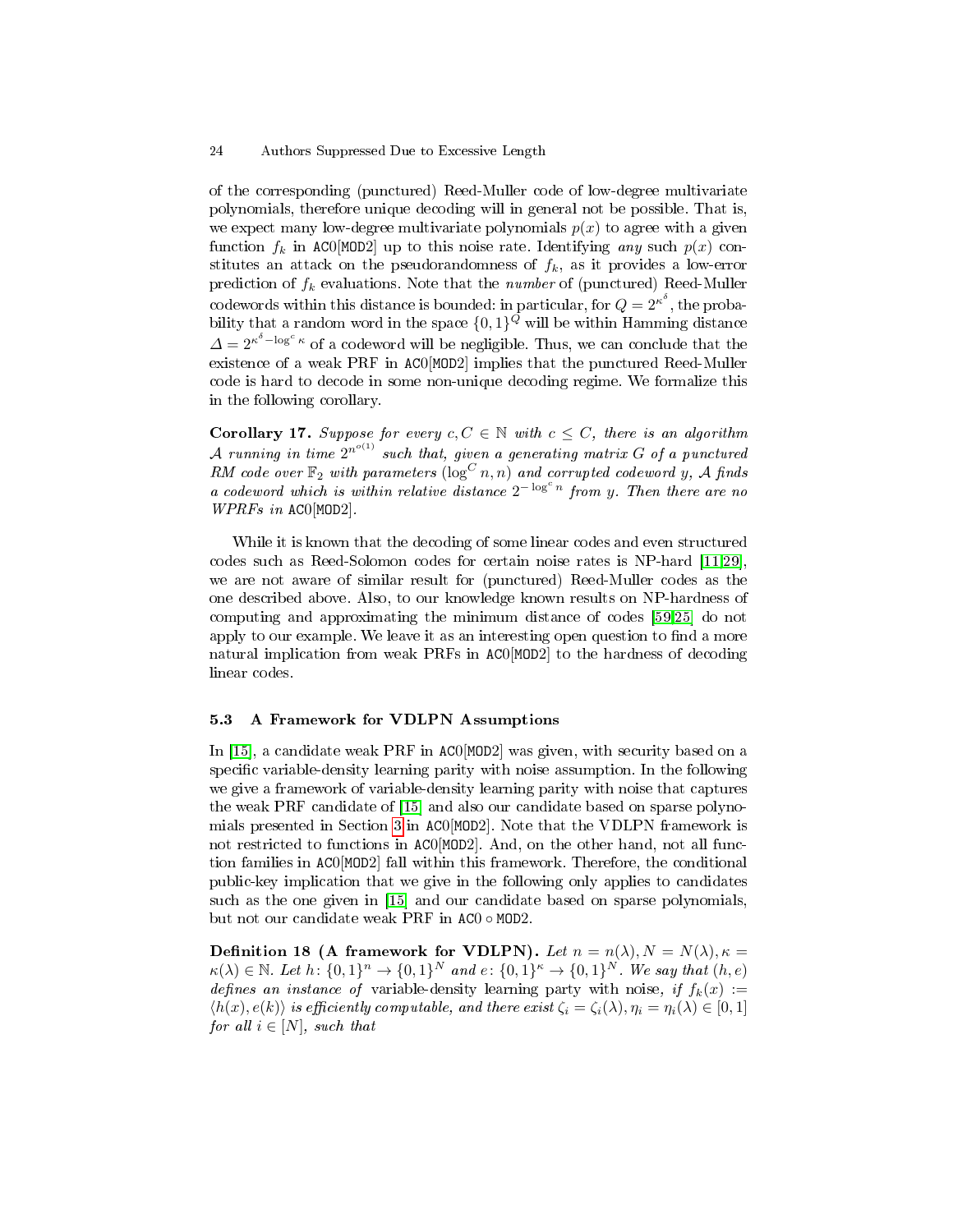of the corresponding (punctured) Reed-Muller code of low-degree multivariate polynomials, therefore unique decoding will in general not be possible. That is, we expect many low-degree multivariate polynomials $p(x)$ to agree with a given function $f_k$ in ACO[MOD2] up to this noise rate. Identifying *any* such $p(x)$ constitutes an attack on the pseudorandomness of $f_k$, as it provides a low-error prediction of $f_k$ evaluations. Note that the *number* of (punctured) Reed-Muller codewords within this distance is bounded: in particular, for $Q = 2^{\kappa^\delta}$, the probability that a random word in the space $\{0,1\}^Q$ will be within Hamming distance $\Delta = 2^{\kappa^\delta - \log^c \kappa}$ of a codeword will be negligible. Thus, we can conclude that the existence of a weak PRF in ACO[MOD2] implies that the punctured Reed-Muller code is hard to decode in some non-unique decoding regime. We formalize this in the following corollary.

**Corollary 17.** *Suppose for every $c, C \in \mathbb{N}$ with $c \leq C$, there is an algorithm $\mathcal{A}$ running in time $2^{n^{o(1)}}$ such that, given a generating matrix $G$ of a punctured RM code over $\mathbb{F}_2$ with parameters $(\log^C n, n)$ and corrupted codeword $y$, $\mathcal{A}$ finds a codeword which is within relative distance $2^{-\log^c n}$ from $y$. Then there are no WPRFs in* ACO[MOD2].

While it is known that the decoding of some linear codes and even structured codes such as Reed-Solomon codes for certain noise rates is NP-hard [11,29], we are not aware of similar result for (punctured) Reed-Muller codes as the one described above. Also, to our knowledge known results on NP-hardness of computing and approximating the minimum distance of codes [59,25] do not apply to our example. We leave it as an interesting open question to find a more natural implication from weak PRFs in ACO[MOD2] to the hardness of decoding linear codes.

### 5.3 A Framework for VDLPN Assumptions

In [15], a candidate weak PRF in ACO[MOD2] was given, with security based on a specific variable-density learning parity with noise assumption. In the following we give a framework of variable-density learning parity with noise that captures the weak PRF candidate of [15] and also our candidate based on sparse polynomials presented in Section 3 in ACO[MOD2]. Note that the VDLPN framework is not restricted to functions in ACO[MOD2]. And, on the other hand, not all function families in ACO[MOD2] fall within this framework. Therefore, the conditional public-key implication that we give in the following only applies to candidates such as the one given in [15] and our candidate based on sparse polynomials, but not our candidate weak PRF in $\mathsf{AC0} \circ \mathsf{MOD2}$.

**Definition 18 (A framework for VDLPN).** *Let $n = n(\lambda), N = N(\lambda), \kappa = \kappa(\lambda) \in \mathbb{N}$. Let $h\colon \{0,1\}^n \to \{0,1\}^N$ and $e\colon \{0,1\}^\kappa \to \{0,1\}^N$. We say that $(h, e)$ defines an instance of* variable-density learning party with noise*, if $f_k(x) := \langle h(x), e(k) \rangle$ is efficiently computable, and there exist $\zeta_i = \zeta_i(\lambda), \eta_i = \eta_i(\lambda) \in [0,1]$ for all $i \in [N]$, such that*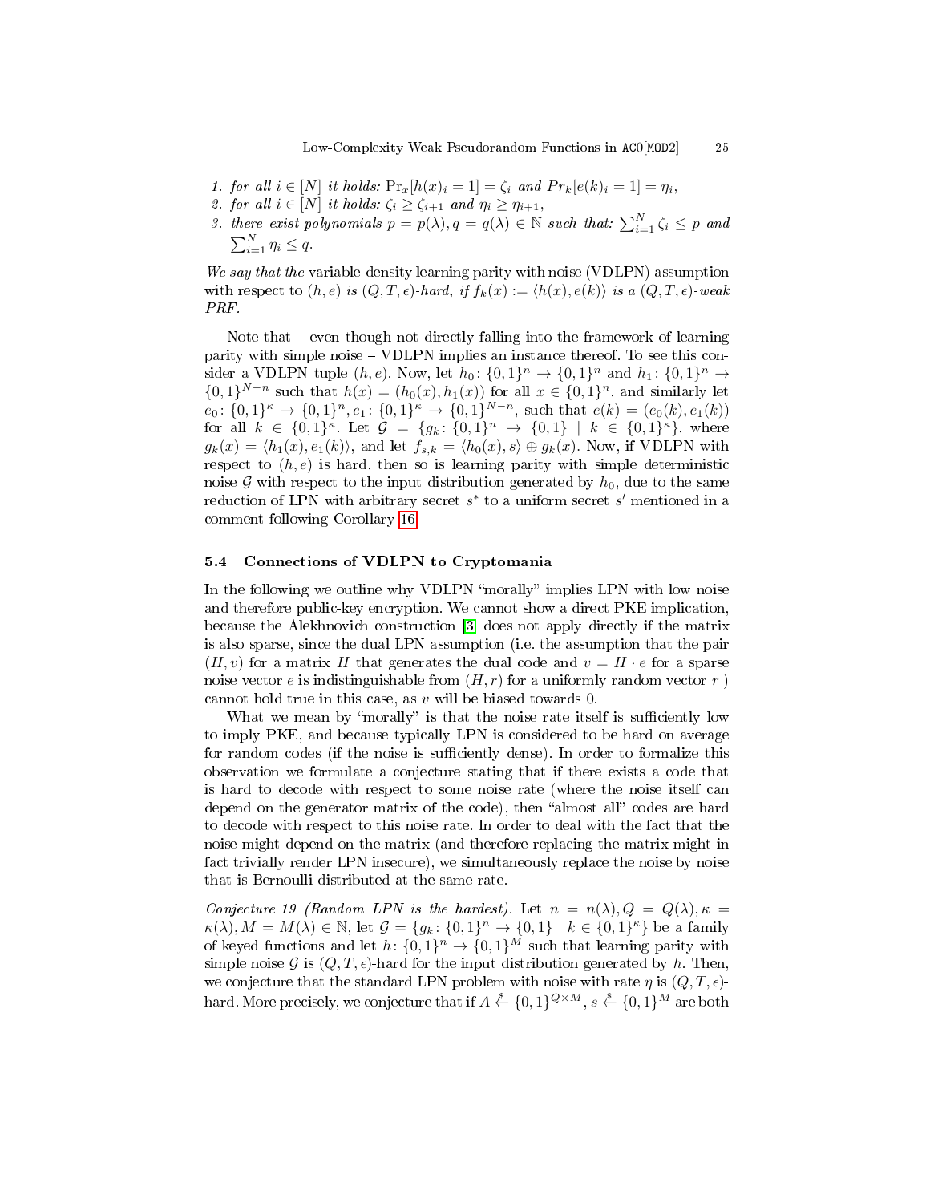1. *for all $i \in [N]$ it holds:* $\Pr_x[h(x)_i = 1] = \zeta_i$ *and* $Pr_k[e(k)_i = 1] = \eta_i$,
2. *for all $i \in [N]$ it holds:* $\zeta_i \geq \zeta_{i+1}$ *and* $\eta_i \geq \eta_{i+1}$,
3. *there exist polynomials* $p = p(\lambda), q = q(\lambda) \in \mathbb{N}$ *such that:* $\sum_{i=1}^{N} \zeta_i \leq p$ *and* $\sum_{i=1}^{N} \eta_i \leq q$.

*We say that the* variable-density learning parity with noise (VDLPN) assumption *with respect to $(h, e)$ is $(Q, T, \epsilon)$-hard, if $f_k(x) := \langle h(x), e(k) \rangle$ is a $(Q, T, \epsilon)$-weak PRF.*

Note that – even though not directly falling into the framework of learning parity with simple noise – VDLPN implies an instance thereof. To see this consider a VDLPN tuple $(h, e)$. Now, let $h_0 \colon \{0,1\}^n \to \{0,1\}^n$ and $h_1 \colon \{0,1\}^n \to \{0,1\}^{N-n}$ such that $h(x) = (h_0(x), h_1(x))$ for all $x \in \{0,1\}^n$, and similarly let $e_0 \colon \{0,1\}^\kappa \to \{0,1\}^n, e_1 \colon \{0,1\}^\kappa \to \{0,1\}^{N-n}$, such that $e(k) = (e_0(k), e_1(k))$ for all $k \in \{0,1\}^\kappa$. Let $\mathcal{G} = \{g_k \colon \{0,1\}^n \to \{0,1\} \mid k \in \{0,1\}^\kappa\}$, where $g_k(x) = \langle h_1(x), e_1(k) \rangle$, and let $f_{s,k} = \langle h_0(x), s \rangle \oplus g_k(x)$. Now, if VDLPN with respect to $(h, e)$ is hard, then so is learning parity with simple deterministic noise $\mathcal{G}$ with respect to the input distribution generated by $h_0$, due to the same reduction of LPN with arbitrary secret $s^*$ to a uniform secret $s'$ mentioned in a comment following Corollary 16.

### 5.4 Connections of VDLPN to Cryptomania

In the following we outline why VDLPN "morally" implies LPN with low noise and therefore public-key encryption. We cannot show a direct PKE implication, because the Alekhnovich construction [3] does not apply directly if the matrix is also sparse, since the dual LPN assumption (i.e. the assumption that the pair $(H, v)$ for a matrix $H$ that generates the dual code and $v = H \cdot e$ for a sparse noise vector $e$ is indistinguishable from $(H, r)$ for a uniformly random vector $r$ ) cannot hold true in this case, as $v$ will be biased towards 0.

What we mean by "morally" is that the noise rate itself is sufficiently low to imply PKE, and because typically LPN is considered to be hard on average for random codes (if the noise is sufficiently dense). In order to formalize this observation we formulate a conjecture stating that if there exists a code that is hard to decode with respect to some noise rate (where the noise itself can depend on the generator matrix of the code), then "almost all" codes are hard to decode with respect to this noise rate. In order to deal with the fact that the noise might depend on the matrix (and therefore replacing the matrix might in fact trivially render LPN insecure), we simultaneously replace the noise by noise that is Bernoulli distributed at the same rate.

*Conjecture 19 (Random LPN is the hardest).* Let $n = n(\lambda), Q = Q(\lambda), \kappa = \kappa(\lambda), M = M(\lambda) \in \mathbb{N}$, let $\mathcal{G} = \{g_k \colon \{0,1\}^n \to \{0,1\} \mid k \in \{0,1\}^\kappa\}$ be a family of keyed functions and let $h \colon \{0,1\}^n \to \{0,1\}^M$ such that learning parity with simple noise $\mathcal{G}$ is $(Q, T, \epsilon)$-hard for the input distribution generated by $h$. Then, we conjecture that the standard LPN problem with noise with rate $\eta$ is $(Q, T, \epsilon)$-hard. More precisely, we conjecture that if $A \xleftarrow{\$} \{0,1\}^{Q \times M}$, $s \xleftarrow{\$} \{0,1\}^M$ are both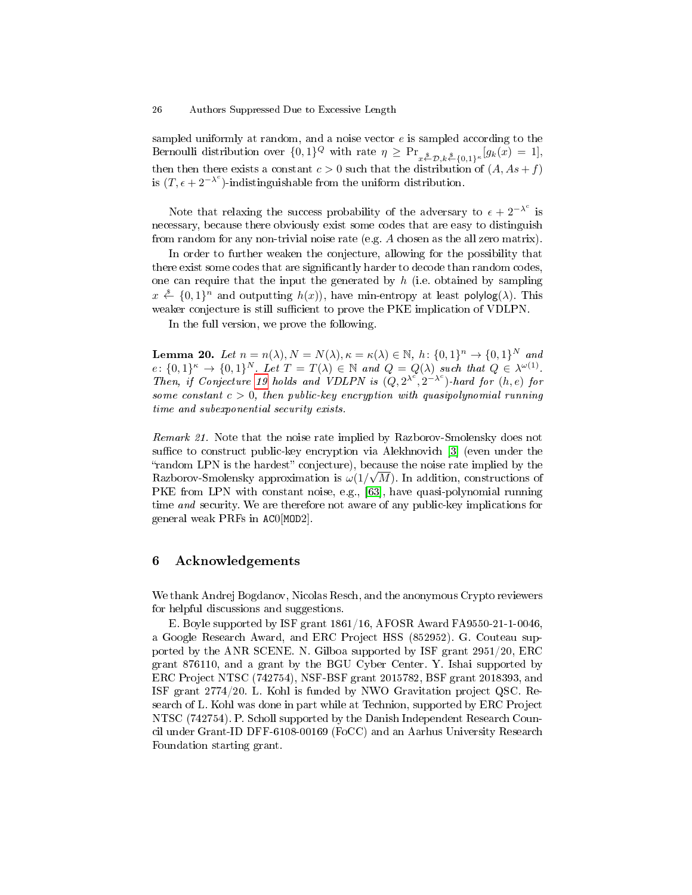sampled uniformly at random, and a noise vector $e$ is sampled according to the Bernoulli distribution over $\{0,1\}^Q$ with rate $\eta \geq \Pr_{x \xleftarrow{\$} \mathcal{D}, k \xleftarrow{\$} \{0,1\}^\kappa}[g_k(x) = 1]$, then then there exists a constant $c > 0$ such that the distribution of $(A, As + f)$ is $(T, \epsilon + 2^{-\lambda^c})$-indistinguishable from the uniform distribution.

Note that relaxing the success probability of the adversary to $\epsilon + 2^{-\lambda^c}$ is necessary, because there obviously exist some codes that are easy to distinguish from random for any non-trivial noise rate (e.g. $A$ chosen as the all zero matrix).

In order to further weaken the conjecture, allowing for the possibility that there exist some codes that are significantly harder to decode than random codes, one can require that the input the generated by $h$ (i.e. obtained by sampling $x \xleftarrow{\$} \{0,1\}^n$ and outputting $h(x)$), have min-entropy at least $\mathsf{polylog}(\lambda)$. This weaker conjecture is still sufficient to prove the PKE implication of VDLPN.

In the full version, we prove the following.

**Lemma 20.** *Let $n = n(\lambda), N = N(\lambda), \kappa = \kappa(\lambda) \in \mathbb{N}$, $h \colon \{0,1\}^n \to \{0,1\}^N$ and $e \colon \{0,1\}^\kappa \to \{0,1\}^N$. Let $T = T(\lambda) \in \mathbb{N}$ and $Q = Q(\lambda)$ such that $Q \in \lambda^{\omega(1)}$. Then, if Conjecture 19 holds and VDLPN is $(Q, 2^{\lambda^c}, 2^{-\lambda^c})$-hard for $(h, e)$ for some constant $c > 0$, then public-key encryption with quasipolynomial running time and subexponential security exists.*

*Remark 21.* Note that the noise rate implied by Razborov-Smolensky does not suffice to construct public-key encryption via Alekhnovich [3] (even under the "random LPN is the hardest" conjecture), because the noise rate implied by the Razborov-Smolensky approximation is $\omega(1/\sqrt{M})$. In addition, constructions of PKE from LPN with constant noise, e.g., [63], have quasi-polynomial running time *and* security. We are therefore not aware of any public-key implications for general weak PRFs in $\mathtt{AC0[MOD2]}$.

## 6 Acknowledgements

We thank Andrej Bogdanov, Nicolas Resch, and the anonymous Crypto reviewers for helpful discussions and suggestions.

E. Boyle supported by ISF grant 1861/16, AFOSR Award FA9550-21-1-0046, a Google Research Award, and ERC Project HSS (852952). G. Couteau supported by the ANR SCENE. N. Gilboa supported by ISF grant 2951/20, ERC grant 876110, and a grant by the BGU Cyber Center. Y. Ishai supported by ERC Project NTSC (742754), NSF-BSF grant 2015782, BSF grant 2018393, and ISF grant 2774/20. L. Kohl is funded by NWO Gravitation project QSC. Research of L. Kohl was done in part while at Technion, supported by ERC Project NTSC (742754). P. Scholl supported by the Danish Independent Research Council under Grant-ID DFF-6108-00169 (FoCC) and an Aarhus University Research Foundation starting grant.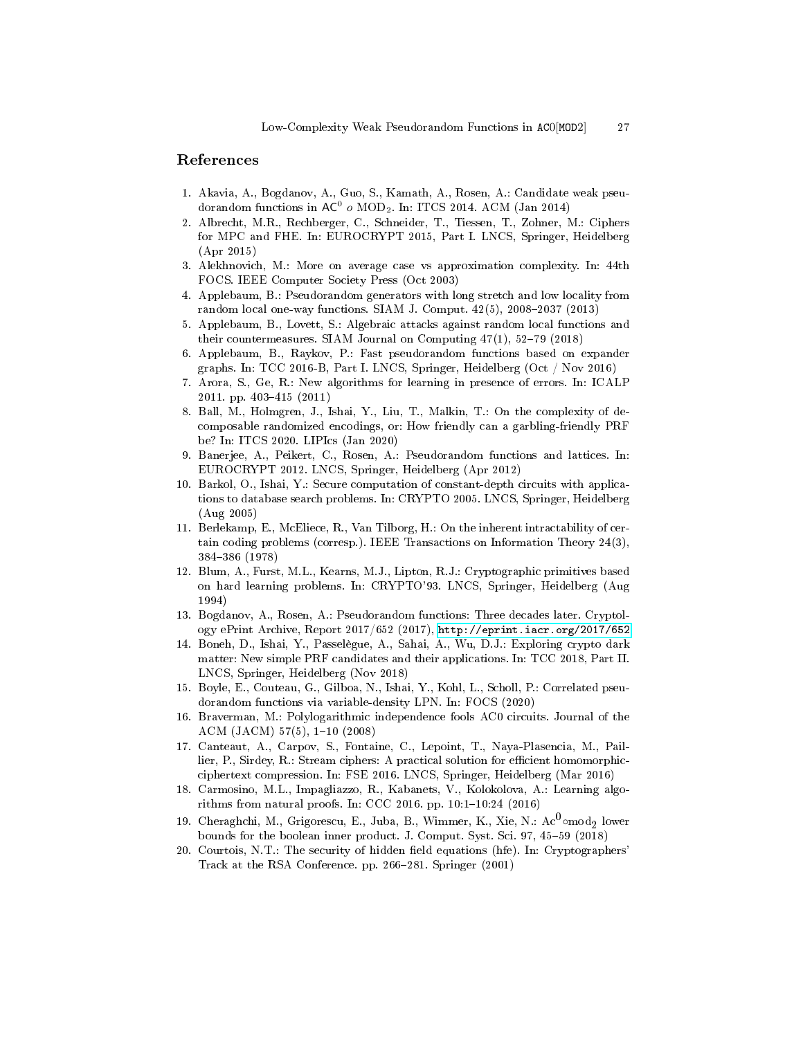## References

1. Akavia, A., Bogdanov, A., Guo, S., Kamath, A., Rosen, A.: Candidate weak pseudorandom functions in $\mathsf{AC}^0$ $o$ $\mathrm{MOD}_2$. In: ITCS 2014. ACM (Jan 2014)
2. Albrecht, M.R., Rechberger, C., Schneider, T., Tiessen, T., Zohner, M.: Ciphers for MPC and FHE. In: EUROCRYPT 2015, Part I. LNCS, Springer, Heidelberg (Apr 2015)
3. Alekhnovich, M.: More on average case vs approximation complexity. In: 44th FOCS. IEEE Computer Society Press (Oct 2003)
4. Applebaum, B.: Pseudorandom generators with long stretch and low locality from random local one-way functions. SIAM J. Comput. 42(5), 2008–2037 (2013)
5. Applebaum, B., Lovett, S.: Algebraic attacks against random local functions and their countermeasures. SIAM Journal on Computing 47(1), 52–79 (2018)
6. Applebaum, B., Raykov, P.: Fast pseudorandom functions based on expander graphs. In: TCC 2016-B, Part I. LNCS, Springer, Heidelberg (Oct / Nov 2016)
7. Arora, S., Ge, R.: New algorithms for learning in presence of errors. In: ICALP 2011. pp. 403–415 (2011)
8. Ball, M., Holmgren, J., Ishai, Y., Liu, T., Malkin, T.: On the complexity of decomposable randomized encodings, or: How friendly can a garbling-friendly PRF be? In: ITCS 2020. LIPIcs (Jan 2020)
9. Banerjee, A., Peikert, C., Rosen, A.: Pseudorandom functions and lattices. In: EUROCRYPT 2012. LNCS, Springer, Heidelberg (Apr 2012)
10. Barkol, O., Ishai, Y.: Secure computation of constant-depth circuits with applications to database search problems. In: CRYPTO 2005. LNCS, Springer, Heidelberg (Aug 2005)
11. Berlekamp, E., McEliece, R., Van Tilborg, H.: On the inherent intractability of certain coding problems (corresp.). IEEE Transactions on Information Theory 24(3), 384–386 (1978)
12. Blum, A., Furst, M.L., Kearns, M.J., Lipton, R.J.: Cryptographic primitives based on hard learning problems. In: CRYPTO'93. LNCS, Springer, Heidelberg (Aug 1994)
13. Bogdanov, A., Rosen, A.: Pseudorandom functions: Three decades later. Cryptology ePrint Archive, Report 2017/652 (2017), http://eprint.iacr.org/2017/652
14. Boneh, D., Ishai, Y., Passelègue, A., Sahai, A., Wu, D.J.: Exploring crypto dark matter: New simple PRF candidates and their applications. In: TCC 2018, Part II. LNCS, Springer, Heidelberg (Nov 2018)
15. Boyle, E., Couteau, G., Gilboa, N., Ishai, Y., Kohl, L., Scholl, P.: Correlated pseudorandom functions via variable-density LPN. In: FOCS (2020)
16. Braverman, M.: Polylogarithmic independence fools AC0 circuits. Journal of the ACM (JACM) 57(5), 1–10 (2008)
17. Canteaut, A., Carpov, S., Fontaine, C., Lepoint, T., Naya-Plasencia, M., Paillier, P., Sirdey, R.: Stream ciphers: A practical solution for efficient homomorphic-ciphertext compression. In: FSE 2016. LNCS, Springer, Heidelberg (Mar 2016)
18. Carmosino, M.L., Impagliazzo, R., Kabanets, V., Kolokolova, A.: Learning algorithms from natural proofs. In: CCC 2016. pp. 10:1–10:24 (2016)
19. Cheraghchi, M., Grigorescu, E., Juba, B., Wimmer, K., Xie, N.: $\mathrm{Ac}^0 \circ \mathrm{mod}_2$ lower bounds for the boolean inner product. J. Comput. Syst. Sci. 97, 45–59 (2018)
20. Courtois, N.T.: The security of hidden field equations (hfe). In: Cryptographers' Track at the RSA Conference. pp. 266–281. Springer (2001)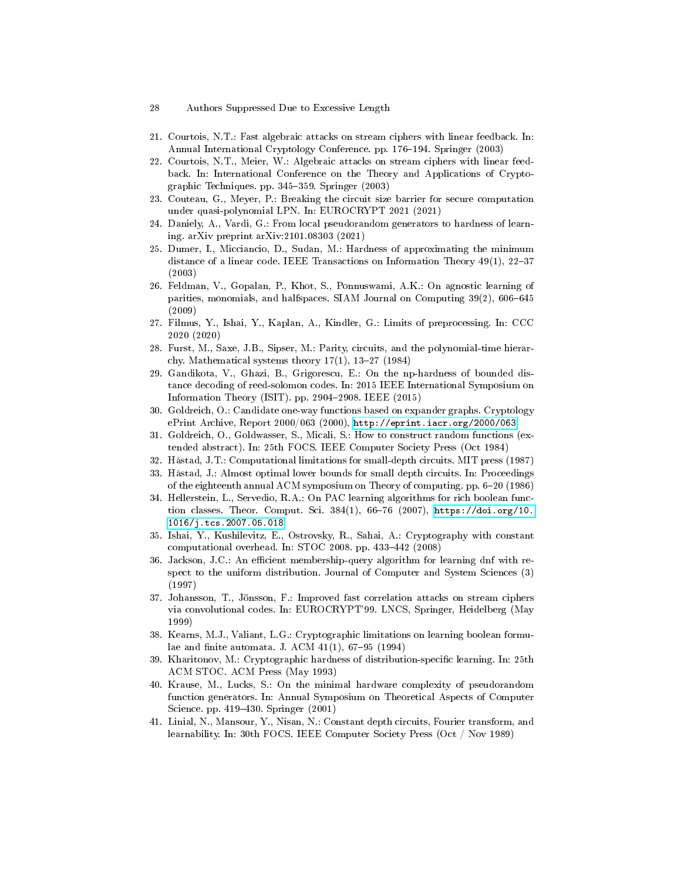21. Courtois, N.T.: Fast algebraic attacks on stream ciphers with linear feedback. In: Annual International Cryptology Conference. pp. 176–194. Springer (2003)
22. Courtois, N.T., Meier, W.: Algebraic attacks on stream ciphers with linear feedback. In: International Conference on the Theory and Applications of Cryptographic Techniques. pp. 345–359. Springer (2003)
23. Couteau, G., Meyer, P.: Breaking the circuit size barrier for secure computation under quasi-polynomial LPN. In: EUROCRYPT 2021 (2021)
24. Daniely, A., Vardi, G.: From local pseudorandom generators to hardness of learning. arXiv preprint arXiv:2101.08303 (2021)
25. Dumer, I., Micciancio, D., Sudan, M.: Hardness of approximating the minimum distance of a linear code. IEEE Transactions on Information Theory 49(1), 22–37 (2003)
26. Feldman, V., Gopalan, P., Khot, S., Ponnuswami, A.K.: On agnostic learning of parities, monomials, and halfspaces. SIAM Journal on Computing 39(2), 606–645 (2009)
27. Filmus, Y., Ishai, Y., Kaplan, A., Kindler, G.: Limits of preprocessing. In: CCC 2020 (2020)
28. Furst, M., Saxe, J.B., Sipser, M.: Parity, circuits, and the polynomial-time hierarchy. Mathematical systems theory 17(1), 13–27 (1984)
29. Gandikota, V., Ghazi, B., Grigorescu, E.: On the np-hardness of bounded distance decoding of reed-solomon codes. In: 2015 IEEE International Symposium on Information Theory (ISIT). pp. 2904–2908. IEEE (2015)
30. Goldreich, O.: Candidate one-way functions based on expander graphs. Cryptology ePrint Archive, Report 2000/063 (2000), http://eprint.iacr.org/2000/063
31. Goldreich, O., Goldwasser, S., Micali, S.: How to construct random functions (extended abstract). In: 25th FOCS. IEEE Computer Society Press (Oct 1984)
32. Håstad, J.T.: Computational limitations for small-depth circuits. MIT press (1987)
33. Håstad, J.: Almost optimal lower bounds for small depth circuits. In: Proceedings of the eighteenth annual ACM symposium on Theory of computing. pp. 6–20 (1986)
34. Hellerstein, L., Servedio, R.A.: On PAC learning algorithms for rich boolean function classes. Theor. Comput. Sci. 384(1), 66–76 (2007), https://doi.org/10.1016/j.tcs.2007.05.018
35. Ishai, Y., Kushilevitz, E., Ostrovsky, R., Sahai, A.: Cryptography with constant computational overhead. In: STOC 2008. pp. 433–442 (2008)
36. Jackson, J.C.: An efficient membership-query algorithm for learning dnf with respect to the uniform distribution. Journal of Computer and System Sciences (3) (1997)
37. Johansson, T., Jönsson, F.: Improved fast correlation attacks on stream ciphers via convolutional codes. In: EUROCRYPT'99. LNCS, Springer, Heidelberg (May 1999)
38. Kearns, M.J., Valiant, L.G.: Cryptographic limitations on learning boolean formulae and finite automata. J. ACM 41(1), 67–95 (1994)
39. Kharitonov, M.: Cryptographic hardness of distribution-specific learning. In: 25th ACM STOC. ACM Press (May 1993)
40. Krause, M., Lucks, S.: On the minimal hardware complexity of pseudorandom function generators. In: Annual Symposium on Theoretical Aspects of Computer Science. pp. 419–430. Springer (2001)
41. Linial, N., Mansour, Y., Nisan, N.: Constant depth circuits, Fourier transform, and learnability. In: 30th FOCS. IEEE Computer Society Press (Oct / Nov 1989)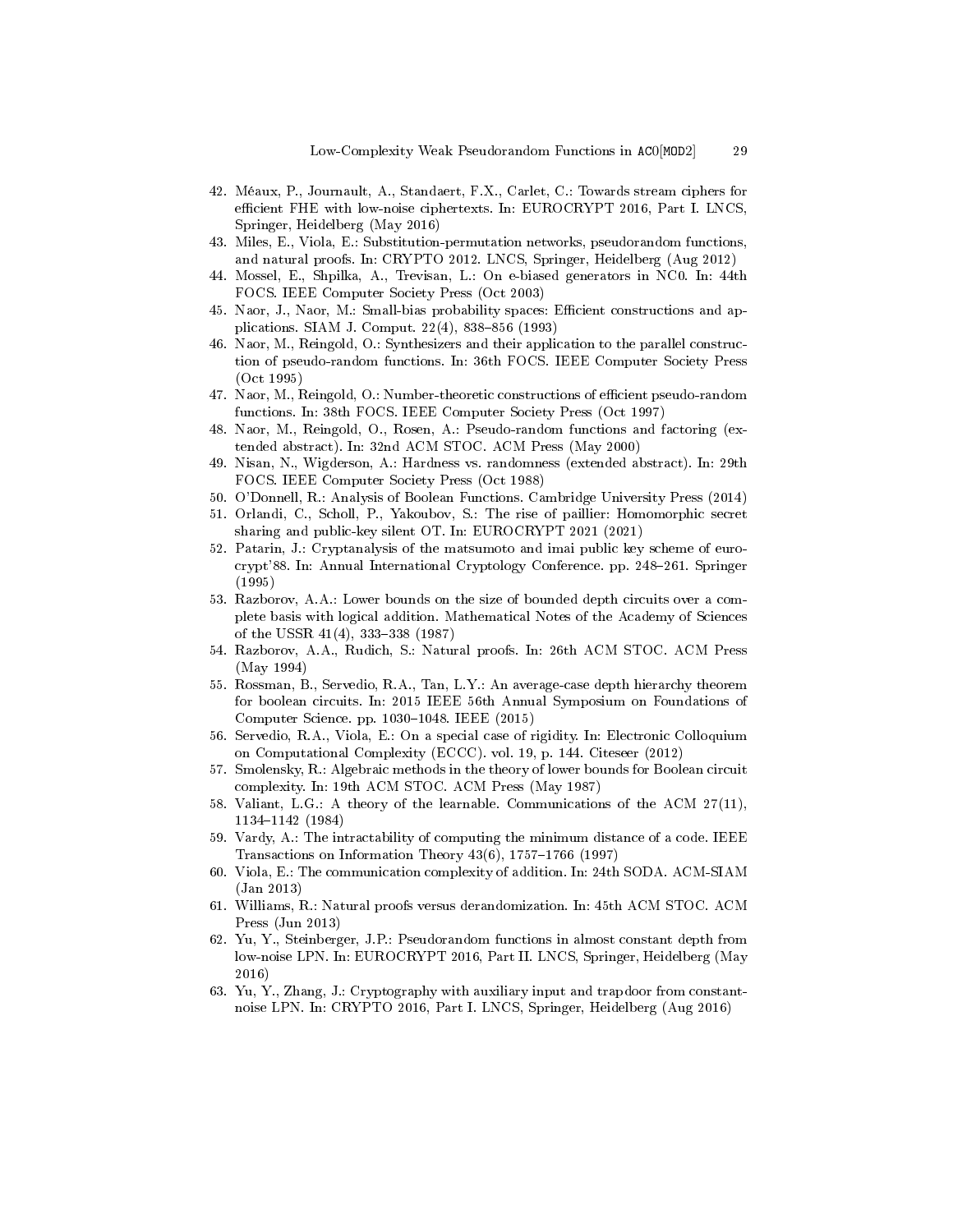42. Méaux, P., Journault, A., Standaert, F.X., Carlet, C.: Towards stream ciphers for efficient FHE with low-noise ciphertexts. In: EUROCRYPT 2016, Part I. LNCS, Springer, Heidelberg (May 2016)
43. Miles, E., Viola, E.: Substitution-permutation networks, pseudorandom functions, and natural proofs. In: CRYPTO 2012. LNCS, Springer, Heidelberg (Aug 2012)
44. Mossel, E., Shpilka, A., Trevisan, L.: On e-biased generators in NC0. In: 44th FOCS. IEEE Computer Society Press (Oct 2003)
45. Naor, J., Naor, M.: Small-bias probability spaces: Efficient constructions and applications. SIAM J. Comput. 22(4), 838–856 (1993)
46. Naor, M., Reingold, O.: Synthesizers and their application to the parallel construction of pseudo-random functions. In: 36th FOCS. IEEE Computer Society Press (Oct 1995)
47. Naor, M., Reingold, O.: Number-theoretic constructions of efficient pseudo-random functions. In: 38th FOCS. IEEE Computer Society Press (Oct 1997)
48. Naor, M., Reingold, O., Rosen, A.: Pseudo-random functions and factoring (extended abstract). In: 32nd ACM STOC. ACM Press (May 2000)
49. Nisan, N., Wigderson, A.: Hardness vs. randomness (extended abstract). In: 29th FOCS. IEEE Computer Society Press (Oct 1988)
50. O'Donnell, R.: Analysis of Boolean Functions. Cambridge University Press (2014)
51. Orlandi, C., Scholl, P., Yakoubov, S.: The rise of paillier: Homomorphic secret sharing and public-key silent OT. In: EUROCRYPT 2021 (2021)
52. Patarin, J.: Cryptanalysis of the matsumoto and imai public key scheme of eurocrypt'88. In: Annual International Cryptology Conference. pp. 248–261. Springer (1995)
53. Razborov, A.A.: Lower bounds on the size of bounded depth circuits over a complete basis with logical addition. Mathematical Notes of the Academy of Sciences of the USSR 41(4), 333–338 (1987)
54. Razborov, A.A., Rudich, S.: Natural proofs. In: 26th ACM STOC. ACM Press (May 1994)
55. Rossman, B., Servedio, R.A., Tan, L.Y.: An average-case depth hierarchy theorem for boolean circuits. In: 2015 IEEE 56th Annual Symposium on Foundations of Computer Science. pp. 1030–1048. IEEE (2015)
56. Servedio, R.A., Viola, E.: On a special case of rigidity. In: Electronic Colloquium on Computational Complexity (ECCC). vol. 19, p. 144. Citeseer (2012)
57. Smolensky, R.: Algebraic methods in the theory of lower bounds for Boolean circuit complexity. In: 19th ACM STOC. ACM Press (May 1987)
58. Valiant, L.G.: A theory of the learnable. Communications of the ACM 27(11), 1134–1142 (1984)
59. Vardy, A.: The intractability of computing the minimum distance of a code. IEEE Transactions on Information Theory 43(6), 1757–1766 (1997)
60. Viola, E.: The communication complexity of addition. In: 24th SODA. ACM-SIAM (Jan 2013)
61. Williams, R.: Natural proofs versus derandomization. In: 45th ACM STOC. ACM Press (Jun 2013)
62. Yu, Y., Steinberger, J.P.: Pseudorandom functions in almost constant depth from low-noise LPN. In: EUROCRYPT 2016, Part II. LNCS, Springer, Heidelberg (May 2016)
63. Yu, Y., Zhang, J.: Cryptography with auxiliary input and trapdoor from constant-noise LPN. In: CRYPTO 2016, Part I. LNCS, Springer, Heidelberg (Aug 2016)